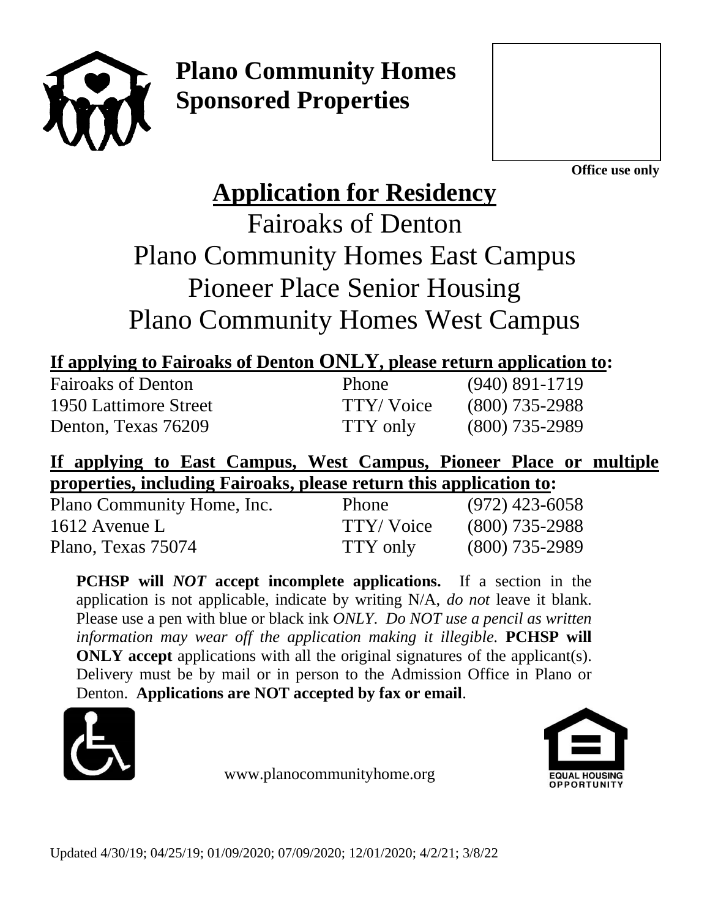# Plano Community Homes Sponsored Properties

Office use only

# Application for Residency

## Fairoaks of Denton
## Plano Community Homes East Campus
## Pioneer Place Senior Housing
## Plano Community Homes West Campus

**If applying to Fairoaks of Denton ONLY, please return application to:**

| | | |
|---|---|---|
| Fairoaks of Denton | Phone | (940) 891-1719 |
| 1950 Lattimore Street | TTY/ Voice | (800) 735-2988 |
| Denton, Texas 76209 | TTY only | (800) 735-2989 |

**If applying to East Campus, West Campus, Pioneer Place or multiple properties, including Fairoaks, please return this application to:**

| | | |
|---|---|---|
| Plano Community Home, Inc. | Phone | (972) 423-6058 |
| 1612 Avenue L | TTY/ Voice | (800) 735-2988 |
| Plano, Texas 75074 | TTY only | (800) 735-2989 |

**PCHSP will *NOT* accept incomplete applications.** If a section in the application is not applicable, indicate by writing N/A, *do not* leave it blank. Please use a pen with blue or black ink *ONLY*. *Do NOT use a pencil as written information may wear off the application making it illegible.* **PCHSP will ONLY accept** applications with all the original signatures of the applicant(s). Delivery must be by mail or in person to the Admission Office in Plano or Denton. **Applications are NOT accepted by fax or email**.

www.planocommunityhome.org

EQUAL HOUSING OPPORTUNITY

Updated 4/30/19; 04/25/19; 01/09/2020; 07/09/2020; 12/01/2020; 4/2/21; 3/8/22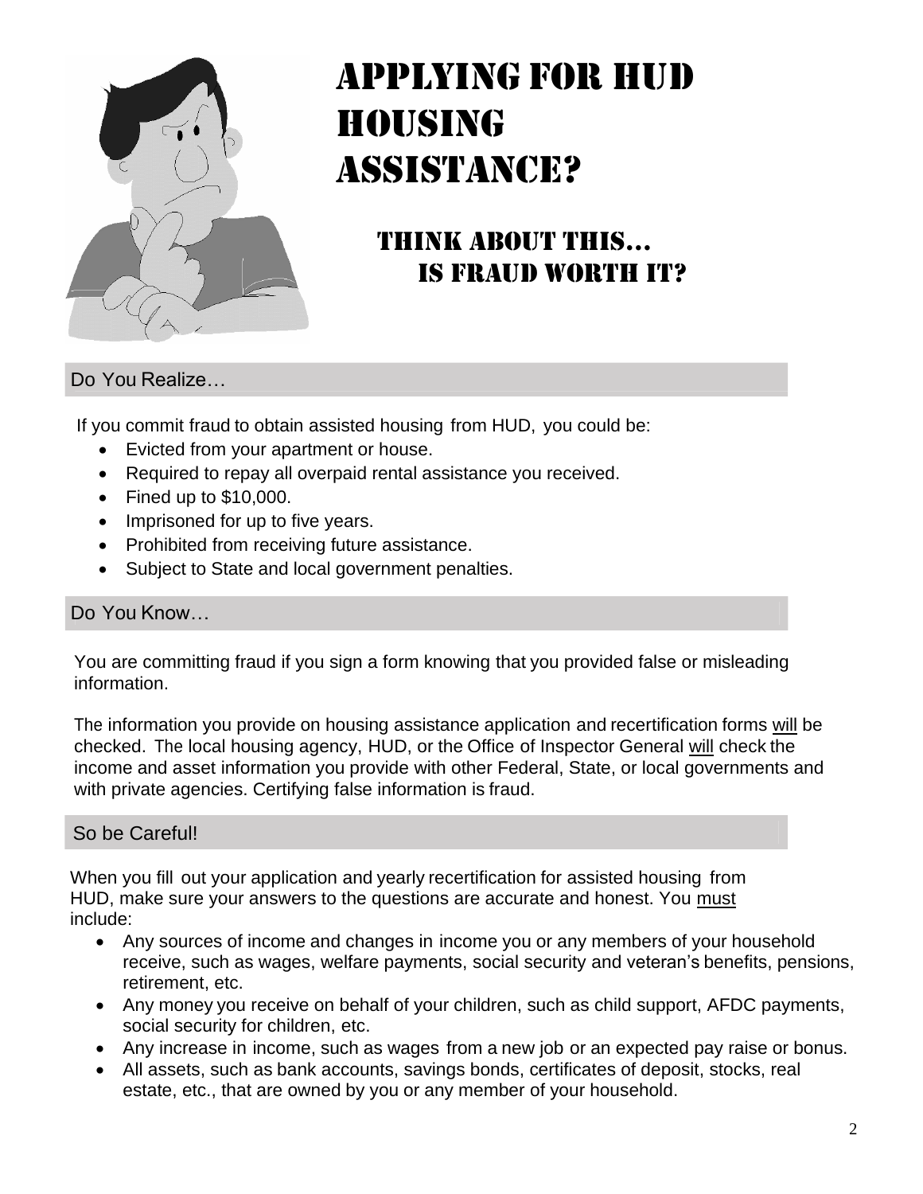# Applying for HUD Housing Assistance?

## Think about this… Is fraud worth it?

### Do You Realize…

If you commit fraud to obtain assisted housing from HUD, you could be:

- Evicted from your apartment or house.
- Required to repay all overpaid rental assistance you received.
- Fined up to $10,000.
- Imprisoned for up to five years.
- Prohibited from receiving future assistance.
- Subject to State and local government penalties.

### Do You Know…

You are committing fraud if you sign a form knowing that you provided false or misleading information.

The information you provide on housing assistance application and recertification forms <u>will</u> be checked. The local housing agency, HUD, or the Office of Inspector General <u>will</u> check the income and asset information you provide with other Federal, State, or local governments and with private agencies. Certifying false information is fraud.

### So be Careful!

When you fill out your application and yearly recertification for assisted housing from HUD, make sure your answers to the questions are accurate and honest. You <u>must</u> include:

- Any sources of income and changes in income you or any members of your household receive, such as wages, welfare payments, social security and veteran's benefits, pensions, retirement, etc.
- Any money you receive on behalf of your children, such as child support, AFDC payments, social security for children, etc.
- Any increase in income, such as wages from a new job or an expected pay raise or bonus.
- All assets, such as bank accounts, savings bonds, certificates of deposit, stocks, real estate, etc., that are owned by you or any member of your household.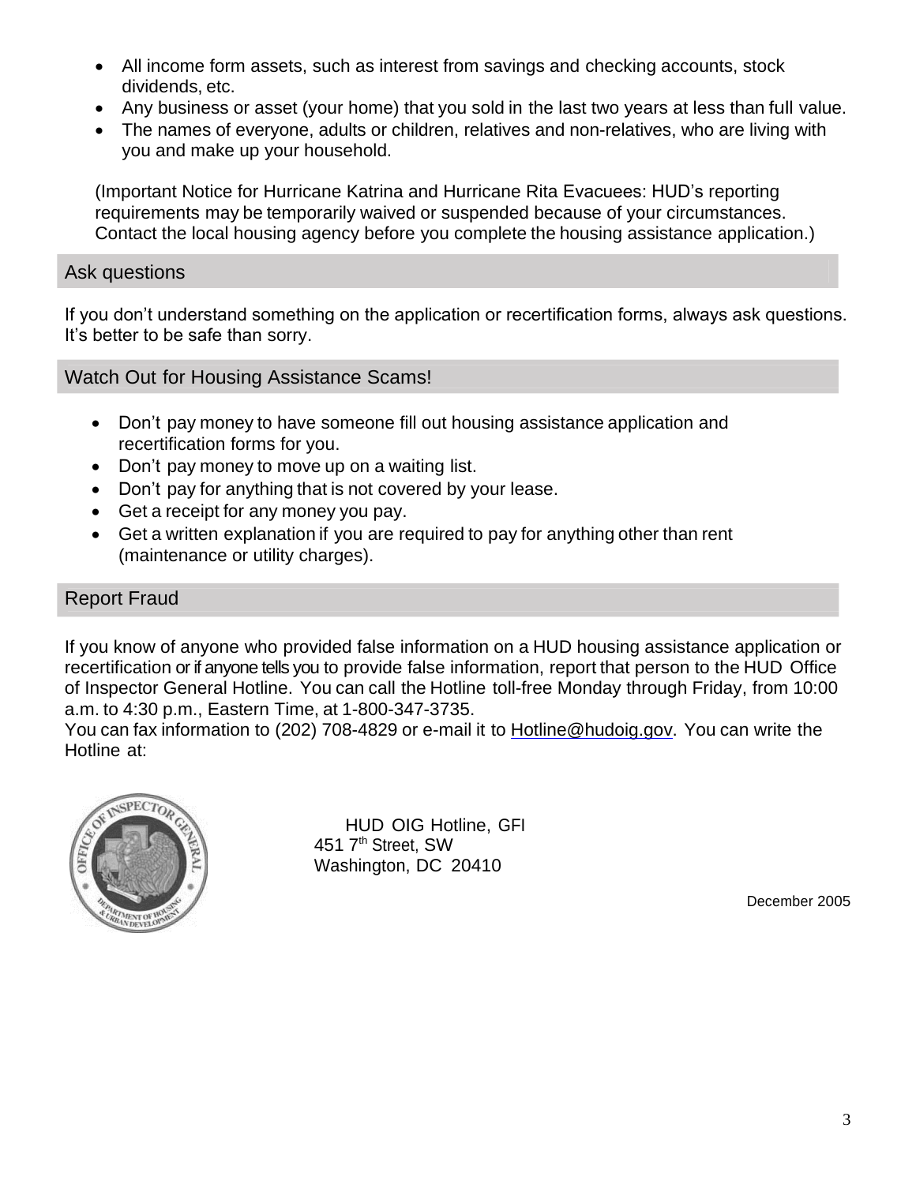- All income form assets, such as interest from savings and checking accounts, stock dividends, etc.
- Any business or asset (your home) that you sold in the last two years at less than full value.
- The names of everyone, adults or children, relatives and non-relatives, who are living with you and make up your household.

(Important Notice for Hurricane Katrina and Hurricane Rita Evacuees: HUD's reporting requirements may be temporarily waived or suspended because of your circumstances. Contact the local housing agency before you complete the housing assistance application.)

## Ask questions

If you don't understand something on the application or recertification forms, always ask questions. It's better to be safe than sorry.

## Watch Out for Housing Assistance Scams!

- Don't pay money to have someone fill out housing assistance application and recertification forms for you.
- Don't pay money to move up on a waiting list.
- Don't pay for anything that is not covered by your lease.
- Get a receipt for any money you pay.
- Get a written explanation if you are required to pay for anything other than rent (maintenance or utility charges).

## Report Fraud

If you know of anyone who provided false information on a HUD housing assistance application or recertification or if anyone tells you to provide false information, report that person to the HUD Office of Inspector General Hotline. You can call the Hotline toll-free Monday through Friday, from 10:00 a.m. to 4:30 p.m., Eastern Time, at 1-800-347-3735.
You can fax information to (202) 708-4829 or e-mail it to Hotline@hudoig.gov. You can write the Hotline at:

HUD OIG Hotline, GFI
451 7th Street, SW
Washington, DC 20410

December 2005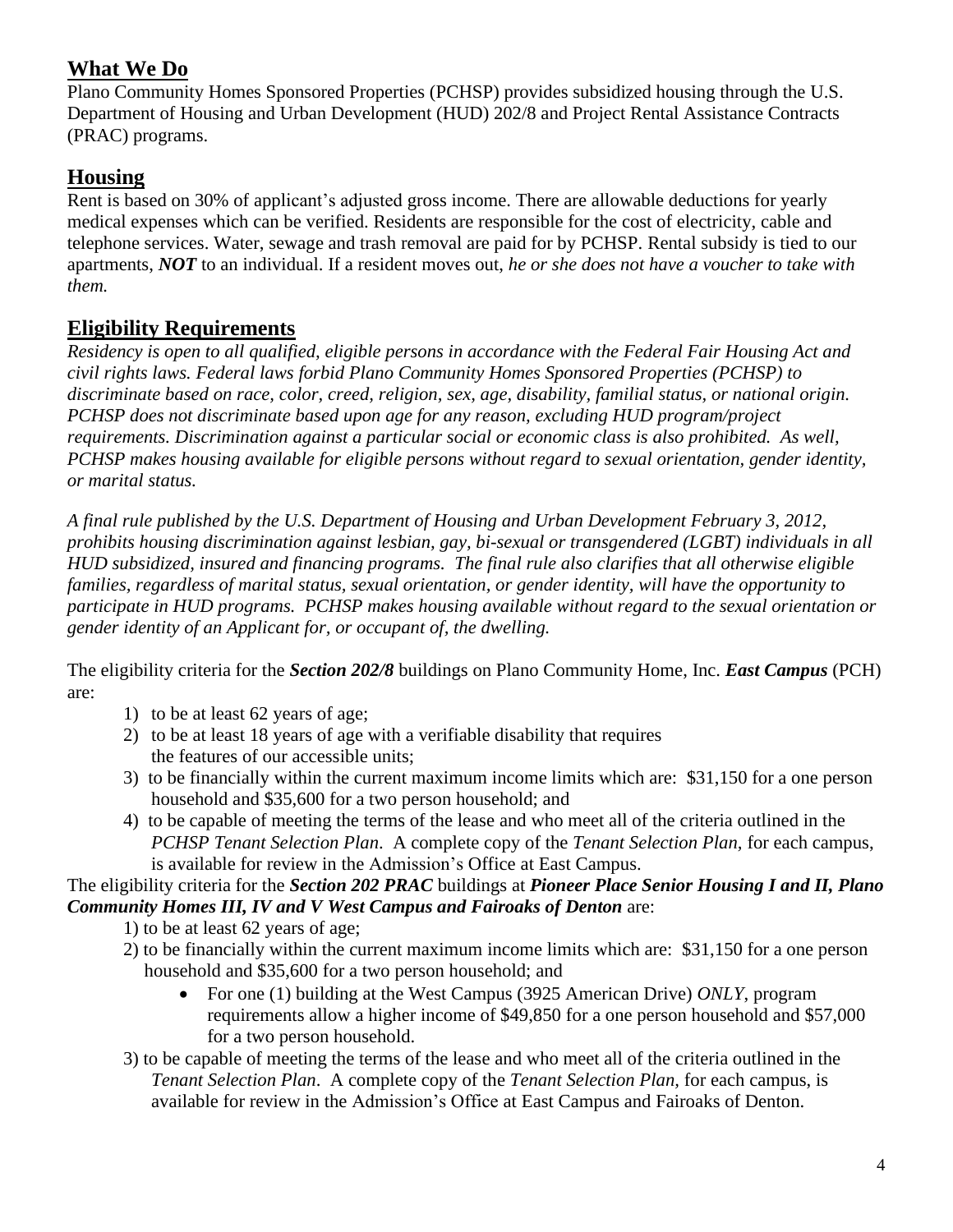## What We Do

Plano Community Homes Sponsored Properties (PCHSP) provides subsidized housing through the U.S. Department of Housing and Urban Development (HUD) 202/8 and Project Rental Assistance Contracts (PRAC) programs.

## Housing

Rent is based on 30% of applicant's adjusted gross income. There are allowable deductions for yearly medical expenses which can be verified. Residents are responsible for the cost of electricity, cable and telephone services. Water, sewage and trash removal are paid for by PCHSP. Rental subsidy is tied to our apartments, ***NOT*** to an individual. If a resident moves out, *he or she does not have a voucher to take with them.*

## Eligibility Requirements

*Residency is open to all qualified, eligible persons in accordance with the Federal Fair Housing Act and civil rights laws. Federal laws forbid Plano Community Homes Sponsored Properties (PCHSP) to discriminate based on race, color, creed, religion, sex, age, disability, familial status, or national origin. PCHSP does not discriminate based upon age for any reason, excluding HUD program/project requirements. Discrimination against a particular social or economic class is also prohibited. As well, PCHSP makes housing available for eligible persons without regard to sexual orientation, gender identity, or marital status.*

*A final rule published by the U.S. Department of Housing and Urban Development February 3, 2012, prohibits housing discrimination against lesbian, gay, bi-sexual or transgendered (LGBT) individuals in all HUD subsidized, insured and financing programs. The final rule also clarifies that all otherwise eligible families, regardless of marital status, sexual orientation, or gender identity, will have the opportunity to participate in HUD programs. PCHSP makes housing available without regard to the sexual orientation or gender identity of an Applicant for, or occupant of, the dwelling.*

The eligibility criteria for the ***Section 202/8*** buildings on Plano Community Home, Inc. ***East Campus*** (PCH) are:

1) to be at least 62 years of age;
2) to be at least 18 years of age with a verifiable disability that requires the features of our accessible units;
3) to be financially within the current maximum income limits which are: $31,150 for a one person household and $35,600 for a two person household; and
4) to be capable of meeting the terms of the lease and who meet all of the criteria outlined in the *PCHSP Tenant Selection Plan*. A complete copy of the *Tenant Selection Plan*, for each campus, is available for review in the Admission's Office at East Campus.

The eligibility criteria for the ***Section 202 PRAC*** buildings at ***Pioneer Place Senior Housing I and II, Plano Community Homes III, IV and V West Campus and Fairoaks of Denton*** are:

1) to be at least 62 years of age;
2) to be financially within the current maximum income limits which are: $31,150 for a one person household and $35,600 for a two person household; and
   - For one (1) building at the West Campus (3925 American Drive) *ONLY*, program requirements allow a higher income of $49,850 for a one person household and $57,000 for a two person household.
3) to be capable of meeting the terms of the lease and who meet all of the criteria outlined in the *Tenant Selection Plan*. A complete copy of the *Tenant Selection Plan,* for each campus, is available for review in the Admission's Office at East Campus and Fairoaks of Denton.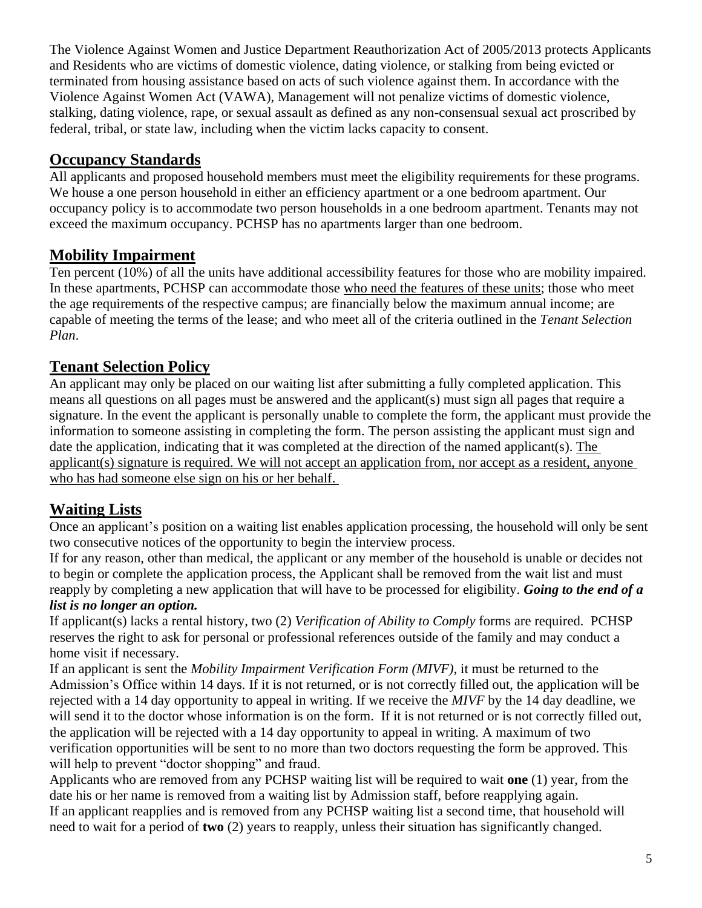The Violence Against Women and Justice Department Reauthorization Act of 2005/2013 protects Applicants and Residents who are victims of domestic violence, dating violence, or stalking from being evicted or terminated from housing assistance based on acts of such violence against them. In accordance with the Violence Against Women Act (VAWA), Management will not penalize victims of domestic violence, stalking, dating violence, rape, or sexual assault as defined as any non-consensual sexual act proscribed by federal, tribal, or state law, including when the victim lacks capacity to consent.

## Occupancy Standards

All applicants and proposed household members must meet the eligibility requirements for these programs. We house a one person household in either an efficiency apartment or a one bedroom apartment. Our occupancy policy is to accommodate two person households in a one bedroom apartment. Tenants may not exceed the maximum occupancy. PCHSP has no apartments larger than one bedroom.

## Mobility Impairment

Ten percent (10%) of all the units have additional accessibility features for those who are mobility impaired. In these apartments, PCHSP can accommodate those who need the features of these units; those who meet the age requirements of the respective campus; are financially below the maximum annual income; are capable of meeting the terms of the lease; and who meet all of the criteria outlined in the *Tenant Selection Plan*.

## Tenant Selection Policy

An applicant may only be placed on our waiting list after submitting a fully completed application. This means all questions on all pages must be answered and the applicant(s) must sign all pages that require a signature. In the event the applicant is personally unable to complete the form, the applicant must provide the information to someone assisting in completing the form. The person assisting the applicant must sign and date the application, indicating that it was completed at the direction of the named applicant(s). The applicant(s) signature is required. We will not accept an application from, nor accept as a resident, anyone who has had someone else sign on his or her behalf.

## Waiting Lists

Once an applicant's position on a waiting list enables application processing, the household will only be sent two consecutive notices of the opportunity to begin the interview process.

If for any reason, other than medical, the applicant or any member of the household is unable or decides not to begin or complete the application process, the Applicant shall be removed from the wait list and must reapply by completing a new application that will have to be processed for eligibility. ***Going to the end of a list is no longer an option.***

If applicant(s) lacks a rental history, two (2) *Verification of Ability to Comply* forms are required. PCHSP reserves the right to ask for personal or professional references outside of the family and may conduct a home visit if necessary.

If an applicant is sent the *Mobility Impairment Verification Form (MIVF)*, it must be returned to the Admission's Office within 14 days. If it is not returned, or is not correctly filled out, the application will be rejected with a 14 day opportunity to appeal in writing. If we receive the *MIVF* by the 14 day deadline, we will send it to the doctor whose information is on the form. If it is not returned or is not correctly filled out, the application will be rejected with a 14 day opportunity to appeal in writing. A maximum of two verification opportunities will be sent to no more than two doctors requesting the form be approved. This will help to prevent "doctor shopping" and fraud.

Applicants who are removed from any PCHSP waiting list will be required to wait **one** (1) year, from the date his or her name is removed from a waiting list by Admission staff, before reapplying again.

If an applicant reapplies and is removed from any PCHSP waiting list a second time, that household will need to wait for a period of **two** (2) years to reapply, unless their situation has significantly changed.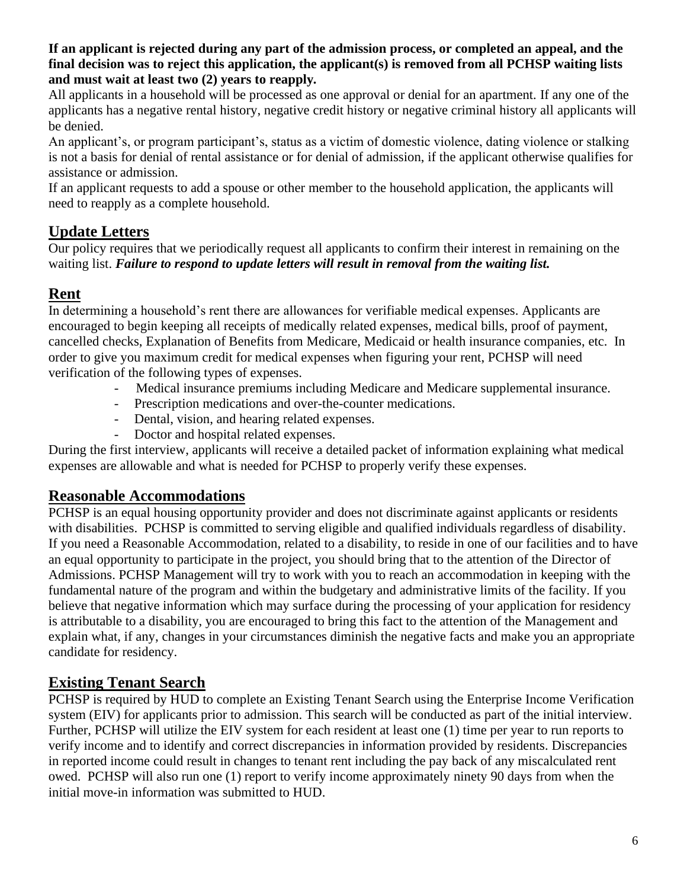**If an applicant is rejected during any part of the admission process, or completed an appeal, and the final decision was to reject this application, the applicant(s) is removed from all PCHSP waiting lists and must wait at least two (2) years to reapply.**

All applicants in a household will be processed as one approval or denial for an apartment. If any one of the applicants has a negative rental history, negative credit history or negative criminal history all applicants will be denied.

An applicant's, or program participant's, status as a victim of domestic violence, dating violence or stalking is not a basis for denial of rental assistance or for denial of admission, if the applicant otherwise qualifies for assistance or admission.

If an applicant requests to add a spouse or other member to the household application, the applicants will need to reapply as a complete household.

## Update Letters

Our policy requires that we periodically request all applicants to confirm their interest in remaining on the waiting list. ***Failure to respond to update letters will result in removal from the waiting list.***

## Rent

In determining a household's rent there are allowances for verifiable medical expenses. Applicants are encouraged to begin keeping all receipts of medically related expenses, medical bills, proof of payment, cancelled checks, Explanation of Benefits from Medicare, Medicaid or health insurance companies, etc. In order to give you maximum credit for medical expenses when figuring your rent, PCHSP will need verification of the following types of expenses.

- Medical insurance premiums including Medicare and Medicare supplemental insurance.
- Prescription medications and over-the-counter medications.
- Dental, vision, and hearing related expenses.
- Doctor and hospital related expenses.

During the first interview, applicants will receive a detailed packet of information explaining what medical expenses are allowable and what is needed for PCHSP to properly verify these expenses.

## Reasonable Accommodations

PCHSP is an equal housing opportunity provider and does not discriminate against applicants or residents with disabilities. PCHSP is committed to serving eligible and qualified individuals regardless of disability. If you need a Reasonable Accommodation, related to a disability, to reside in one of our facilities and to have an equal opportunity to participate in the project, you should bring that to the attention of the Director of Admissions. PCHSP Management will try to work with you to reach an accommodation in keeping with the fundamental nature of the program and within the budgetary and administrative limits of the facility. If you believe that negative information which may surface during the processing of your application for residency is attributable to a disability, you are encouraged to bring this fact to the attention of the Management and explain what, if any, changes in your circumstances diminish the negative facts and make you an appropriate candidate for residency.

## Existing Tenant Search

PCHSP is required by HUD to complete an Existing Tenant Search using the Enterprise Income Verification system (EIV) for applicants prior to admission. This search will be conducted as part of the initial interview. Further, PCHSP will utilize the EIV system for each resident at least one (1) time per year to run reports to verify income and to identify and correct discrepancies in information provided by residents. Discrepancies in reported income could result in changes to tenant rent including the pay back of any miscalculated rent owed. PCHSP will also run one (1) report to verify income approximately ninety 90 days from when the initial move-in information was submitted to HUD.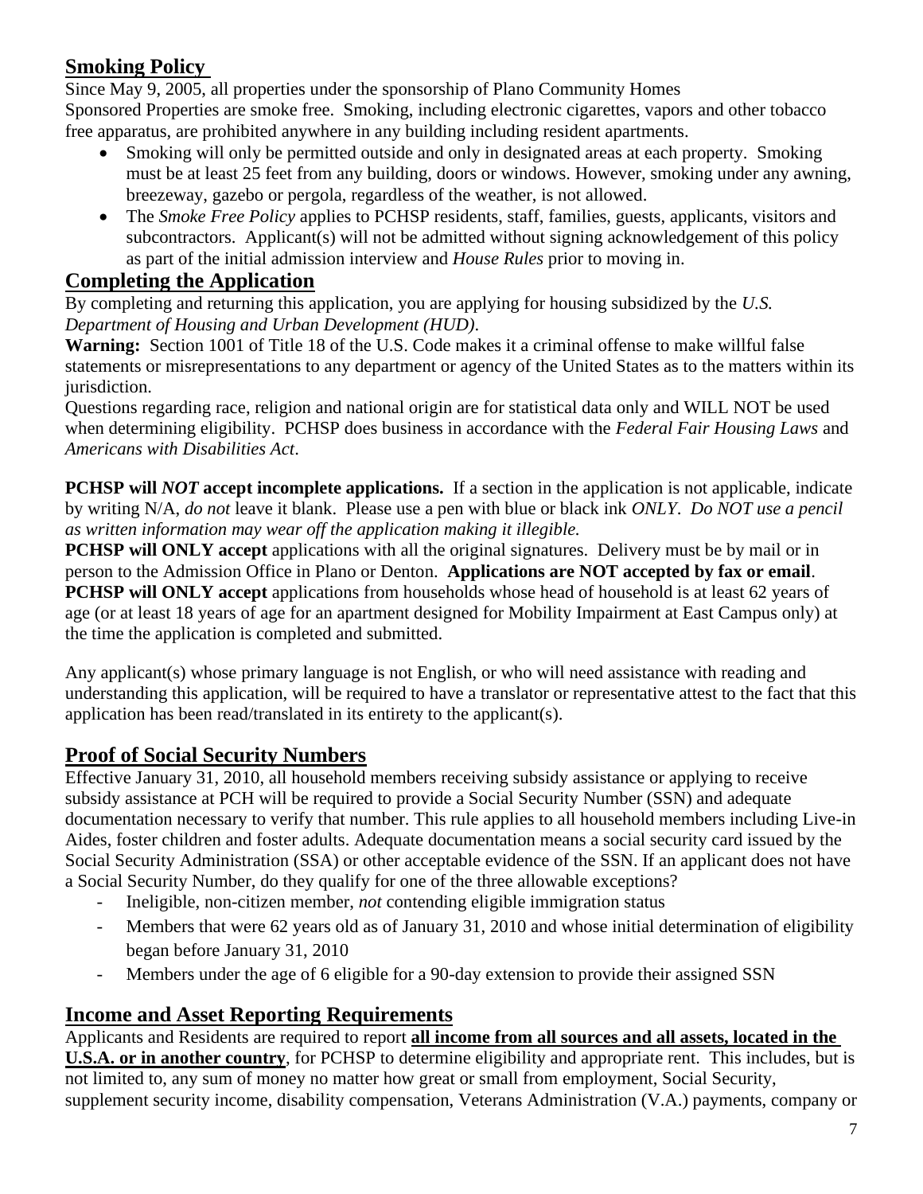## Smoking Policy

Since May 9, 2005, all properties under the sponsorship of Plano Community Homes Sponsored Properties are smoke free. Smoking, including electronic cigarettes, vapors and other tobacco free apparatus, are prohibited anywhere in any building including resident apartments.

- Smoking will only be permitted outside and only in designated areas at each property. Smoking must be at least 25 feet from any building, doors or windows. However, smoking under any awning, breezeway, gazebo or pergola, regardless of the weather, is not allowed.
- The *Smoke Free Policy* applies to PCHSP residents, staff, families, guests, applicants, visitors and subcontractors. Applicant(s) will not be admitted without signing acknowledgement of this policy as part of the initial admission interview and *House Rules* prior to moving in.

## Completing the Application

By completing and returning this application, you are applying for housing subsidized by the *U.S. Department of Housing and Urban Development (HUD)*.

**Warning:** Section 1001 of Title 18 of the U.S. Code makes it a criminal offense to make willful false statements or misrepresentations to any department or agency of the United States as to the matters within its jurisdiction.

Questions regarding race, religion and national origin are for statistical data only and WILL NOT be used when determining eligibility. PCHSP does business in accordance with the *Federal Fair Housing Laws* and *Americans with Disabilities Act*.

**PCHSP will *NOT* accept incomplete applications.** If a section in the application is not applicable, indicate by writing N/A, *do not* leave it blank. Please use a pen with blue or black ink *ONLY*. *Do NOT use a pencil as written information may wear off the application making it illegible.*

**PCHSP will ONLY accept** applications with all the original signatures. Delivery must be by mail or in person to the Admission Office in Plano or Denton. **Applications are NOT accepted by fax or email**.

**PCHSP will ONLY accept** applications from households whose head of household is at least 62 years of age (or at least 18 years of age for an apartment designed for Mobility Impairment at East Campus only) at the time the application is completed and submitted.

Any applicant(s) whose primary language is not English, or who will need assistance with reading and understanding this application, will be required to have a translator or representative attest to the fact that this application has been read/translated in its entirety to the applicant(s).

## Proof of Social Security Numbers

Effective January 31, 2010, all household members receiving subsidy assistance or applying to receive subsidy assistance at PCH will be required to provide a Social Security Number (SSN) and adequate documentation necessary to verify that number. This rule applies to all household members including Live-in Aides, foster children and foster adults. Adequate documentation means a social security card issued by the Social Security Administration (SSA) or other acceptable evidence of the SSN. If an applicant does not have a Social Security Number, do they qualify for one of the three allowable exceptions?

- Ineligible, non-citizen member, *not* contending eligible immigration status
- Members that were 62 years old as of January 31, 2010 and whose initial determination of eligibility began before January 31, 2010
- Members under the age of 6 eligible for a 90-day extension to provide their assigned SSN

## Income and Asset Reporting Requirements

Applicants and Residents are required to report **all income from all sources and all assets, located in the U.S.A. or in another country**, for PCHSP to determine eligibility and appropriate rent. This includes, but is not limited to, any sum of money no matter how great or small from employment, Social Security, supplement security income, disability compensation, Veterans Administration (V.A.) payments, company or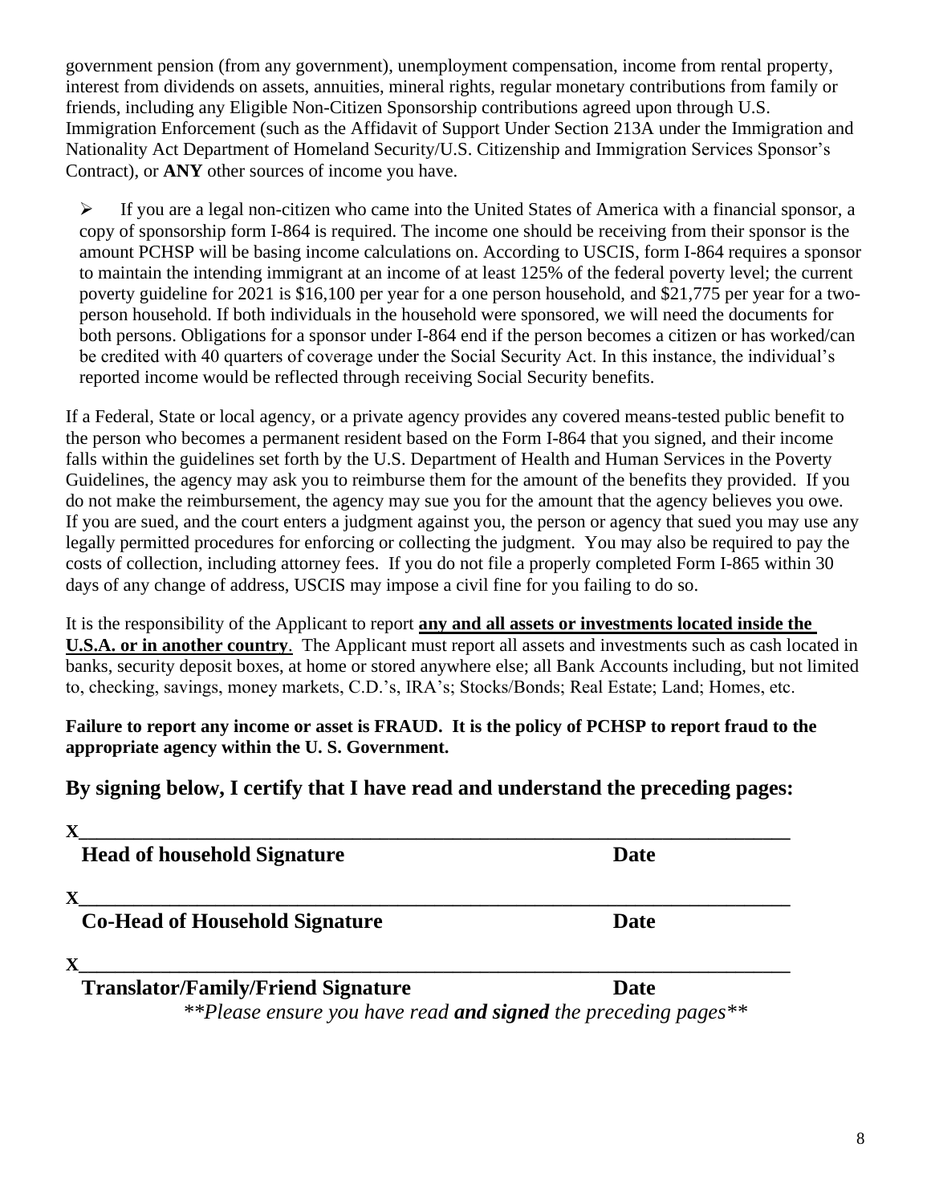government pension (from any government), unemployment compensation, income from rental property, interest from dividends on assets, annuities, mineral rights, regular monetary contributions from family or friends, including any Eligible Non-Citizen Sponsorship contributions agreed upon through U.S. Immigration Enforcement (such as the Affidavit of Support Under Section 213A under the Immigration and Nationality Act Department of Homeland Security/U.S. Citizenship and Immigration Services Sponsor's Contract), or **ANY** other sources of income you have.

- If you are a legal non-citizen who came into the United States of America with a financial sponsor, a copy of sponsorship form I-864 is required. The income one should be receiving from their sponsor is the amount PCHSP will be basing income calculations on. According to USCIS, form I-864 requires a sponsor to maintain the intending immigrant at an income of at least 125% of the federal poverty level; the current poverty guideline for 2021 is $16,100 per year for a one person household, and $21,775 per year for a two-person household. If both individuals in the household were sponsored, we will need the documents for both persons. Obligations for a sponsor under I-864 end if the person becomes a citizen or has worked/can be credited with 40 quarters of coverage under the Social Security Act. In this instance, the individual's reported income would be reflected through receiving Social Security benefits.

If a Federal, State or local agency, or a private agency provides any covered means-tested public benefit to the person who becomes a permanent resident based on the Form I-864 that you signed, and their income falls within the guidelines set forth by the U.S. Department of Health and Human Services in the Poverty Guidelines, the agency may ask you to reimburse them for the amount of the benefits they provided. If you do not make the reimbursement, the agency may sue you for the amount that the agency believes you owe. If you are sued, and the court enters a judgment against you, the person or agency that sued you may use any legally permitted procedures for enforcing or collecting the judgment. You may also be required to pay the costs of collection, including attorney fees. If you do not file a properly completed Form I-865 within 30 days of any change of address, USCIS may impose a civil fine for you failing to do so.

It is the responsibility of the Applicant to report <u>**any and all assets or investments located inside the U.S.A. or in another country**</u>. The Applicant must report all assets and investments such as cash located in banks, security deposit boxes, at home or stored anywhere else; all Bank Accounts including, but not limited to, checking, savings, money markets, C.D.'s, IRA's; Stocks/Bonds; Real Estate; Land; Homes, etc.

**Failure to report any income or asset is FRAUD. It is the policy of PCHSP to report fraud to the appropriate agency within the U. S. Government.**

## By signing below, I certify that I have read and understand the preceding pages:

**X**______________________________________________________________________

**Head of household Signature** **Date**

**X**______________________________________________________________________

**Co-Head of Household Signature** **Date**

**X**______________________________________________________________________

**Translator/Family/Friend Signature** **Date**

*\*\*Please ensure you have read **and signed** the preceding pages\*\**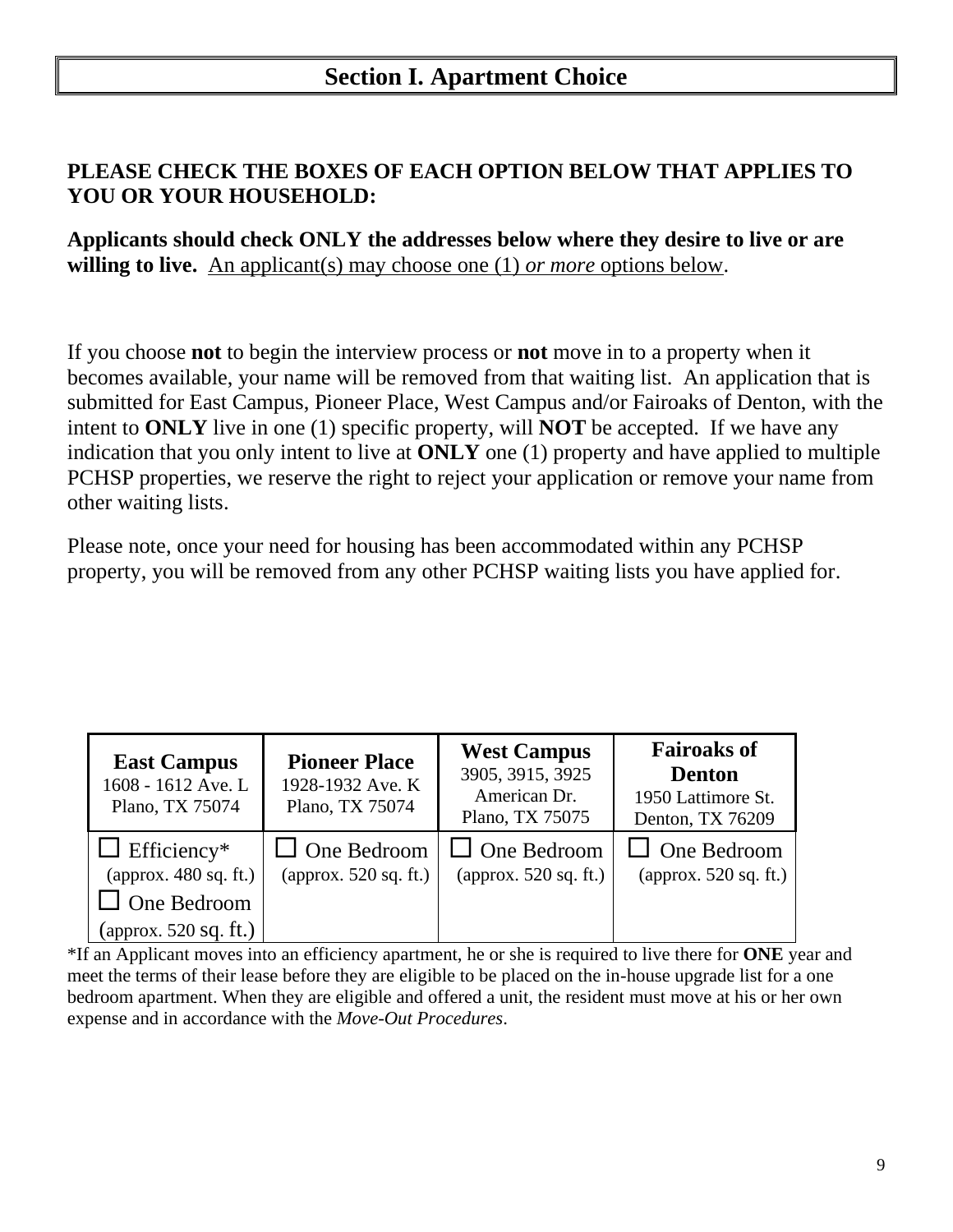## Section I. Apartment Choice

**PLEASE CHECK THE BOXES OF EACH OPTION BELOW THAT APPLIES TO YOU OR YOUR HOUSEHOLD:**

**Applicants should check ONLY the addresses below where they desire to live or are willing to live.** An applicant(s) may choose one (1) *or more* options below.

If you choose **not** to begin the interview process or **not** move in to a property when it becomes available, your name will be removed from that waiting list. An application that is submitted for East Campus, Pioneer Place, West Campus and/or Fairoaks of Denton, with the intent to **ONLY** live in one (1) specific property, will **NOT** be accepted. If we have any indication that you only intent to live at **ONLY** one (1) property and have applied to multiple PCHSP properties, we reserve the right to reject your application or remove your name from other waiting lists.

Please note, once your need for housing has been accommodated within any PCHSP property, you will be removed from any other PCHSP waiting lists you have applied for.

| **East Campus**<br>1608 - 1612 Ave. L<br>Plano, TX 75074 | **Pioneer Place**<br>1928-1932 Ave. K<br>Plano, TX 75074 | **West Campus**<br>3905, 3915, 3925<br>American Dr.<br>Plano, TX 75075 | **Fairoaks of Denton**<br>1950 Lattimore St.<br>Denton, TX 76209 |
|---|---|---|---|
| ☐ Efficiency*<br>(approx. 480 sq. ft.)<br>☐ One Bedroom<br>(approx. 520 sq. ft.) | ☐ One Bedroom<br>(approx. 520 sq. ft.) | ☐ One Bedroom<br>(approx. 520 sq. ft.) | ☐ One Bedroom<br>(approx. 520 sq. ft.) |

*If an Applicant moves into an efficiency apartment, he or she is required to live there for **ONE** year and meet the terms of their lease before they are eligible to be placed on the in-house upgrade list for a one bedroom apartment. When they are eligible and offered a unit, the resident must move at his or her own expense and in accordance with the *Move-Out Procedures*.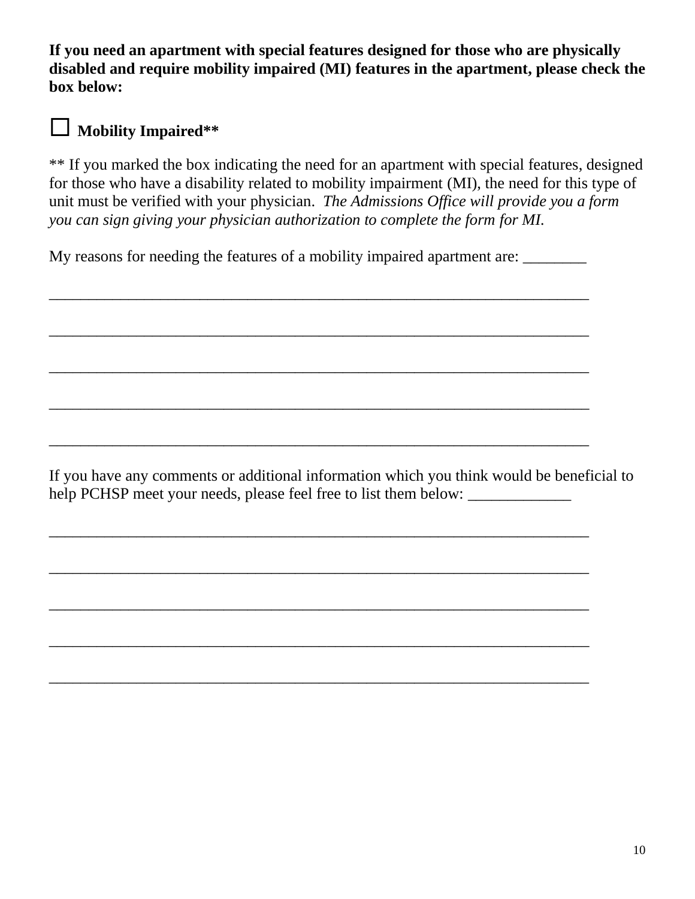**If you need an apartment with special features designed for those who are physically disabled and require mobility impaired (MI) features in the apartment, please check the box below:**

☐ **Mobility Impaired****

** If you marked the box indicating the need for an apartment with special features, designed for those who have a disability related to mobility impairment (MI), the need for this type of unit must be verified with your physician. *The Admissions Office will provide you a form you can sign giving your physician authorization to complete the form for MI.*

My reasons for needing the features of a mobility impaired apartment are: ________

_______________________________________________________________________

_______________________________________________________________________

_______________________________________________________________________

_______________________________________________________________________

_______________________________________________________________________

If you have any comments or additional information which you think would be beneficial to help PCHSP meet your needs, please feel free to list them below: _____________

_______________________________________________________________________

_______________________________________________________________________

_______________________________________________________________________

_______________________________________________________________________

_______________________________________________________________________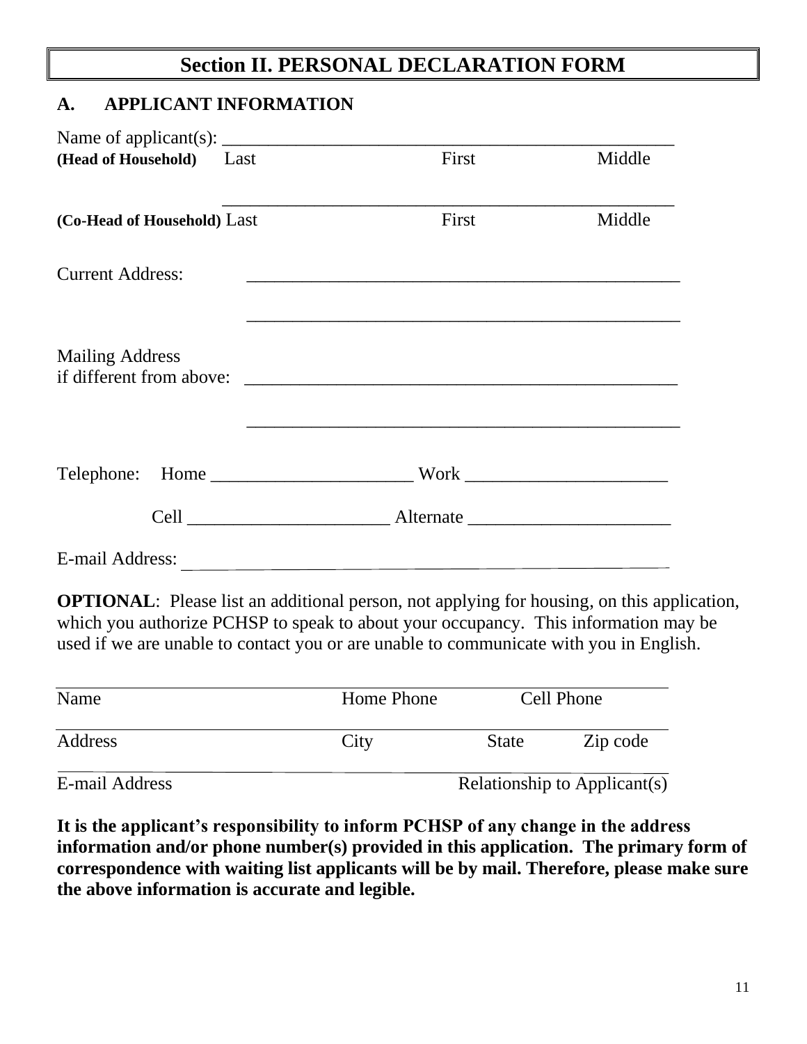# Section II. PERSONAL DECLARATION FORM

## A. APPLICANT INFORMATION

Name of applicant(s): ______________________________________________________

**(Head of Household)** Last First Middle

______________________________________________________

**(Co-Head of Household)** Last First Middle

Current Address: ______________________________________________________

______________________________________________________

Mailing Address
if different from above: ______________________________________________________

______________________________________________________

Telephone: Home ______________________ Work ______________________

Cell ______________________ Alternate ______________________

E-mail Address: ______________________________________________________

**OPTIONAL**: Please list an additional person, not applying for housing, on this application, which you authorize PCHSP to speak to about your occupancy. This information may be used if we are unable to contact you or are unable to communicate with you in English.

______________________________________________________

Name Home Phone Cell Phone

______________________________________________________

Address City State Zip code

______________________________________________________

E-mail Address Relationship to Applicant(s)

**It is the applicant's responsibility to inform PCHSP of any change in the address information and/or phone number(s) provided in this application. The primary form of correspondence with waiting list applicants will be by mail. Therefore, please make sure the above information is accurate and legible.**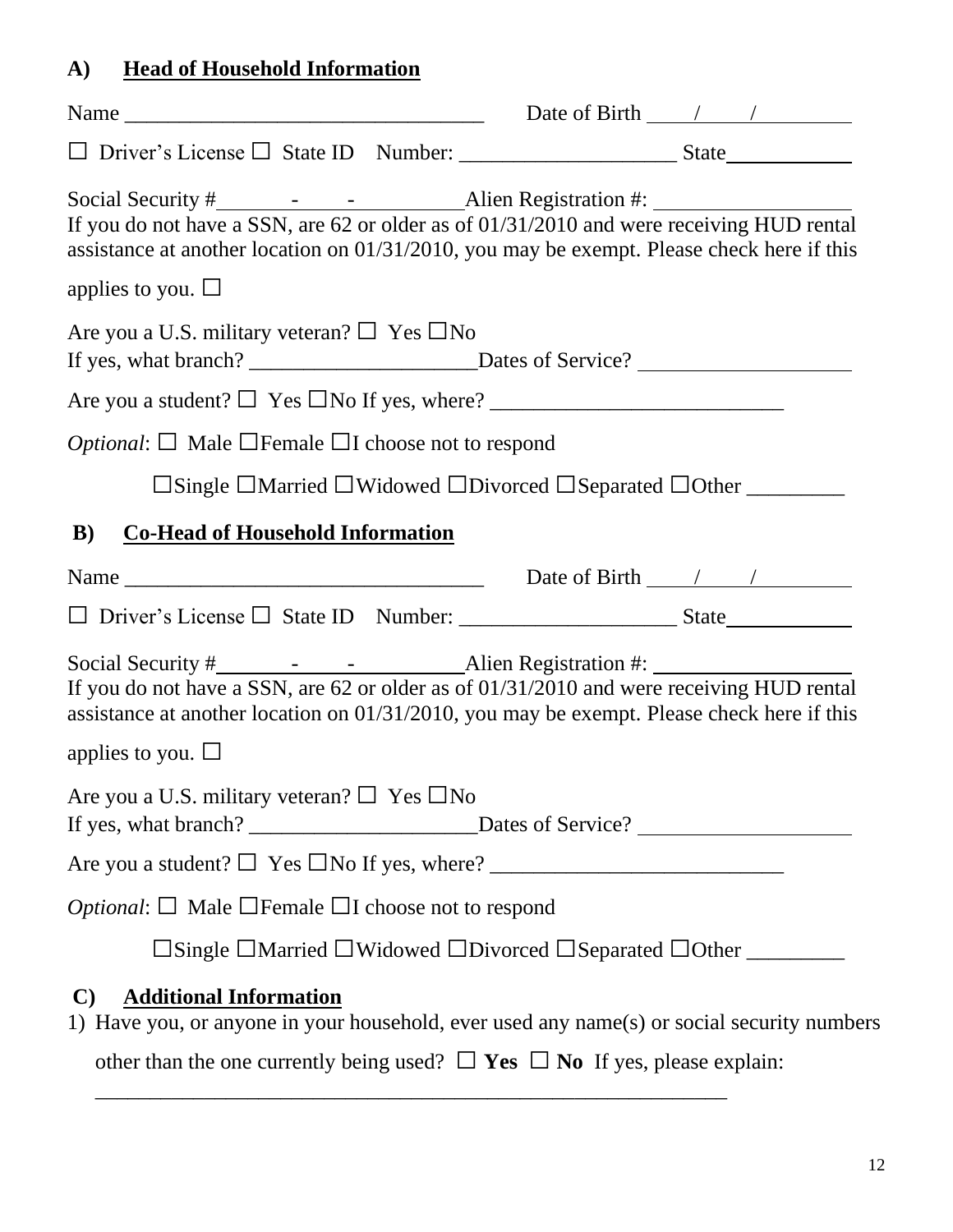## A) Head of Household Information

Name \_\_\_\_\_\_\_\_\_\_\_\_\_\_\_\_\_\_\_\_\_\_\_\_\_\_\_\_\_\_\_\_ Date of Birth \_\_\_\_/\_\_\_\_/\_\_\_\_\_\_\_\_

☐ Driver's License ☐ State ID Number: \_\_\_\_\_\_\_\_\_\_\_\_\_\_\_\_\_\_\_\_ State\_\_\_\_\_\_\_\_\_\_\_

Social Security #\_\_\_\_\_\_\_-\_\_\_\_\_-\_\_\_\_\_\_\_\_\_\_Alien Registration #: \_\_\_\_\_\_\_\_\_\_\_\_\_\_\_\_\_\_
If you do not have a SSN, are 62 or older as of 01/31/2010 and were receiving HUD rental assistance at another location on 01/31/2010, you may be exempt. Please check here if this applies to you. ☐

Are you a U.S. military veteran? ☐ Yes ☐No
If yes, what branch? \_\_\_\_\_\_\_\_\_\_\_\_\_\_\_\_\_\_\_\_\_Dates of Service? \_\_\_\_\_\_\_\_\_\_\_\_\_\_\_\_\_\_\_

Are you a student? ☐ Yes ☐No If yes, where? \_\_\_\_\_\_\_\_\_\_\_\_\_\_\_\_\_\_\_\_\_\_\_\_\_\_\_

*Optional*: ☐ Male ☐Female ☐I choose not to respond

☐Single ☐Married ☐Widowed ☐Divorced ☐Separated ☐Other \_\_\_\_\_\_\_\_\_

## B) Co-Head of Household Information

Name \_\_\_\_\_\_\_\_\_\_\_\_\_\_\_\_\_\_\_\_\_\_\_\_\_\_\_\_\_\_\_\_ Date of Birth \_\_\_\_/\_\_\_\_/\_\_\_\_\_\_\_\_

☐ Driver's License ☐ State ID Number: \_\_\_\_\_\_\_\_\_\_\_\_\_\_\_\_\_\_\_\_ State\_\_\_\_\_\_\_\_\_\_\_

Social Security #\_\_\_\_\_\_\_-\_\_\_\_\_-\_\_\_\_\_\_\_\_\_\_Alien Registration #: \_\_\_\_\_\_\_\_\_\_\_\_\_\_\_\_\_\_
If you do not have a SSN, are 62 or older as of 01/31/2010 and were receiving HUD rental assistance at another location on 01/31/2010, you may be exempt. Please check here if this applies to you. ☐

Are you a U.S. military veteran? ☐ Yes ☐No
If yes, what branch? \_\_\_\_\_\_\_\_\_\_\_\_\_\_\_\_\_\_\_\_\_Dates of Service? \_\_\_\_\_\_\_\_\_\_\_\_\_\_\_\_\_\_\_

Are you a student? ☐ Yes ☐No If yes, where? \_\_\_\_\_\_\_\_\_\_\_\_\_\_\_\_\_\_\_\_\_\_\_\_\_\_\_

*Optional*: ☐ Male ☐Female ☐I choose not to respond

☐Single ☐Married ☐Widowed ☐Divorced ☐Separated ☐Other \_\_\_\_\_\_\_\_\_

## C) Additional Information

1) Have you, or anyone in your household, ever used any name(s) or social security numbers other than the one currently being used? ☐ **Yes** ☐ **No** If yes, please explain:
\_\_\_\_\_\_\_\_\_\_\_\_\_\_\_\_\_\_\_\_\_\_\_\_\_\_\_\_\_\_\_\_\_\_\_\_\_\_\_\_\_\_\_\_\_\_\_\_\_\_\_\_\_\_\_\_\_\_\_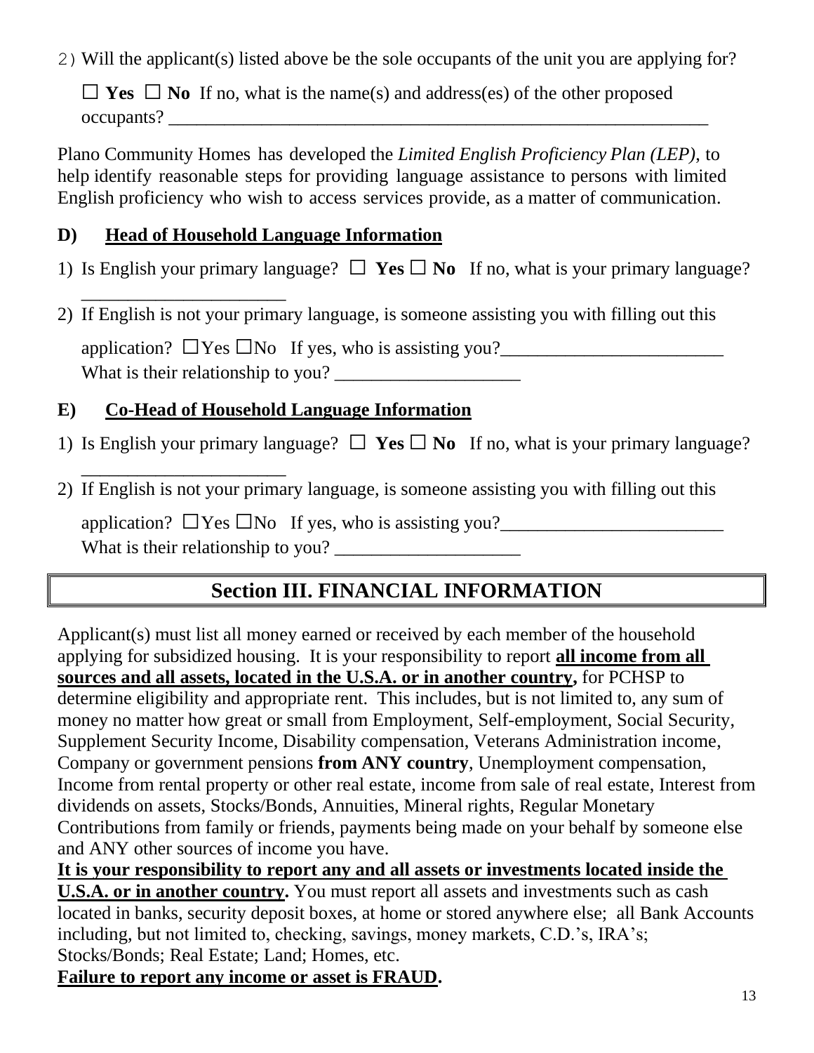2）Will the applicant(s) listed above be the sole occupants of the unit you are applying for?

☐ **Yes** ☐ **No** If no, what is the name(s) and address(es) of the other proposed occupants? ___________________________________________________________

Plano Community Homes has developed the *Limited English Proficiency Plan (LEP)*, to help identify reasonable steps for providing language assistance to persons with limited English proficiency who wish to access services provide, as a matter of communication.

## D) Head of Household Language Information

1) Is English your primary language? ☐ **Yes** ☐ **No** If no, what is your primary language? ______________________

2) If English is not your primary language, is someone assisting you with filling out this application? ☐Yes ☐No If yes, who is assisting you?________________________ What is their relationship to you? ____________________

## E) Co-Head of Household Language Information

1) Is English your primary language? ☐ **Yes** ☐ **No** If no, what is your primary language? ______________________

2) If English is not your primary language, is someone assisting you with filling out this application? ☐Yes ☐No If yes, who is assisting you?________________________ What is their relationship to you? ____________________

## Section III. FINANCIAL INFORMATION

Applicant(s) must list all money earned or received by each member of the household applying for subsidized housing. It is your responsibility to report **all income from all sources and all assets, located in the U.S.A. or in another country,** for PCHSP to determine eligibility and appropriate rent. This includes, but is not limited to, any sum of money no matter how great or small from Employment, Self-employment, Social Security, Supplement Security Income, Disability compensation, Veterans Administration income, Company or government pensions **from ANY country**, Unemployment compensation, Income from rental property or other real estate, income from sale of real estate, Interest from dividends on assets, Stocks/Bonds, Annuities, Mineral rights, Regular Monetary Contributions from family or friends, payments being made on your behalf by someone else and ANY other sources of income you have.

**It is your responsibility to report any and all assets or investments located inside the U.S.A. or in another country.** You must report all assets and investments such as cash located in banks, security deposit boxes, at home or stored anywhere else; all Bank Accounts including, but not limited to, checking, savings, money markets, C.D.'s, IRA's; Stocks/Bonds; Real Estate; Land; Homes, etc.

**Failure to report any income or asset is FRAUD.**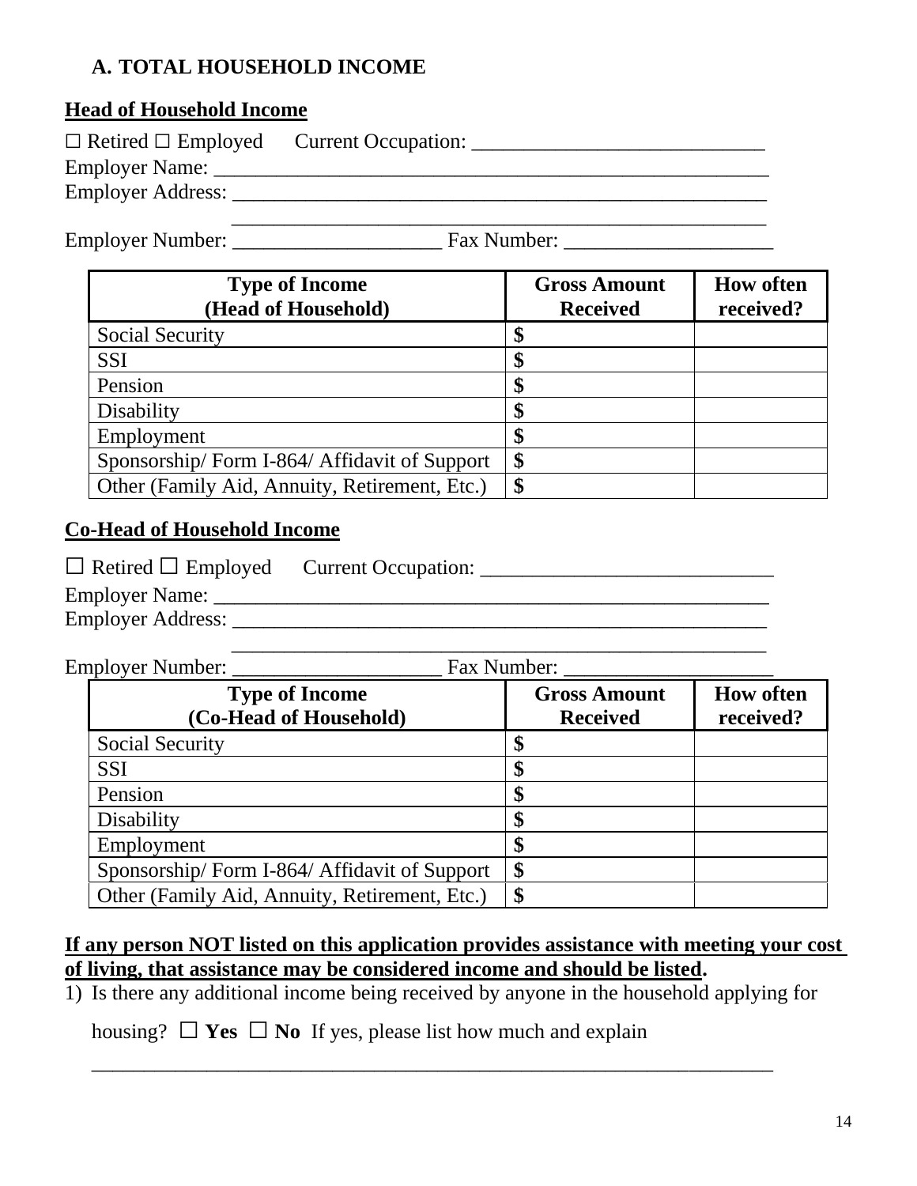## A. TOTAL HOUSEHOLD INCOME

**Head of Household Income**

☐ Retired ☐ Employed  Current Occupation: ____________________________

Employer Name: _______________________________________________________

Employer Address: _____________________________________________________

_____________________________________________________

Employer Number: ____________________ Fax Number: ____________________

| Type of Income (Head of Household) | Gross Amount Received | How often received? |
|---|---|---|
| Social Security | $ | |
| SSI | $ | |
| Pension | $ | |
| Disability | $ | |
| Employment | $ | |
| Sponsorship/ Form I-864/ Affidavit of Support | $ | |
| Other (Family Aid, Annuity, Retirement, Etc.) | $ | |

**Co-Head of Household Income**

☐ Retired ☐ Employed  Current Occupation: ____________________________

Employer Name: _______________________________________________________

Employer Address: _____________________________________________________

_____________________________________________________

Employer Number: ____________________ Fax Number: ____________________

| Type of Income (Co-Head of Household) | Gross Amount Received | How often received? |
|---|---|---|
| Social Security | $ | |
| SSI | $ | |
| Pension | $ | |
| Disability | $ | |
| Employment | $ | |
| Sponsorship/ Form I-864/ Affidavit of Support | $ | |
| Other (Family Aid, Annuity, Retirement, Etc.) | $ | |

**If any person NOT listed on this application provides assistance with meeting your cost of living, that assistance may be considered income and should be listed.**

1) Is there any additional income being received by anyone in the household applying for housing? ☐ **Yes** ☐ **No** If yes, please list how much and explain

_____________________________________________________________________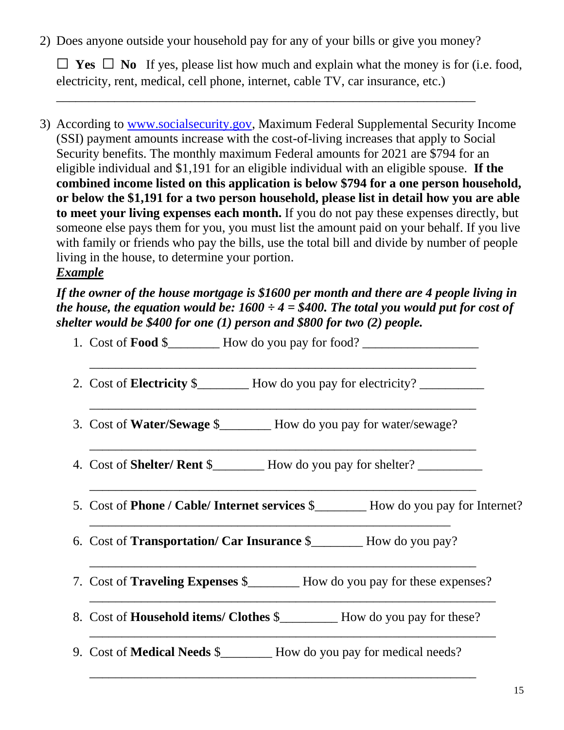2) Does anyone outside your household pay for any of your bills or give you money?

   ☐ **Yes** ☐ **No** If yes, please list how much and explain what the money is for (i.e. food, electricity, rent, medical, cell phone, internet, cable TV, car insurance, etc.)

   ______________________________________________________________

3) According to [www.socialsecurity.gov](http://www.socialsecurity.gov), Maximum Federal Supplemental Security Income (SSI) payment amounts increase with the cost-of-living increases that apply to Social Security benefits. The monthly maximum Federal amounts for 2021 are $794 for an eligible individual and $1,191 for an eligible individual with an eligible spouse. **If the combined income listed on this application is below $794 for a one person household, or below the $1,191 for a two person household, please list in detail how you are able to meet your living expenses each month.** If you do not pay these expenses directly, but someone else pays them for you, you must list the amount paid on your behalf. If you live with family or friends who pay the bills, use the total bill and divide by number of people living in the house, to determine your portion.

   ***Example***

   ***If the owner of the house mortgage is $1600 per month and there are 4 people living in the house, the equation would be: 1600 ÷ 4 = $400. The total you would put for cost of shelter would be $400 for one (1) person and $800 for two (2) people.***

   1. Cost of **Food** $________ How do you pay for food? __________________

      ______________________________________________________________

   2. Cost of **Electricity** $________ How do you pay for electricity? __________

      ______________________________________________________________

   3. Cost of **Water/Sewage** $________ How do you pay for water/sewage?

      ______________________________________________________________

   4. Cost of **Shelter/ Rent** $________ How do you pay for shelter? __________

      ______________________________________________________________

   5. Cost of **Phone / Cable/ Internet services** $________ How do you pay for Internet?

      ______________________________________________________________

   6. Cost of **Transportation/ Car Insurance** $________ How do you pay?

      ______________________________________________________________

   7. Cost of **Traveling Expenses** $________ How do you pay for these expenses?

      ______________________________________________________________

   8. Cost of **Household items/ Clothes** $_________ How do you pay for these?

      ______________________________________________________________

   9. Cost of **Medical Needs** $________ How do you pay for medical needs?

      ______________________________________________________________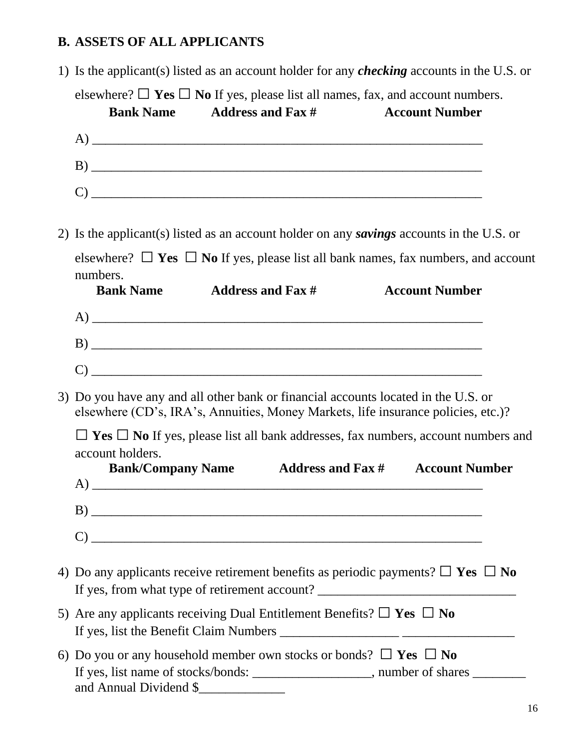## B. ASSETS OF ALL APPLICANTS

1) Is the applicant(s) listed as an account holder for any ***checking*** accounts in the U.S. or elsewhere? ☐ **Yes** ☐ **No** If yes, please list all names, fax, and account numbers.

   **Bank Name** **Address and Fax #** **Account Number**

   A) ____________________________________________________________

   B) ____________________________________________________________

   C) ____________________________________________________________

2) Is the applicant(s) listed as an account holder on any ***savings*** accounts in the U.S. or elsewhere? ☐ **Yes** ☐ **No** If yes, please list all bank names, fax numbers, and account numbers.

   **Bank Name** **Address and Fax #** **Account Number**

   A) ____________________________________________________________

   B) ____________________________________________________________

   C) ____________________________________________________________

3) Do you have any and all other bank or financial accounts located in the U.S. or elsewhere (CD's, IRA's, Annuities, Money Markets, life insurance policies, etc.)?

   ☐ **Yes** ☐ **No** If yes, please list all bank addresses, fax numbers, account numbers and account holders.

   **Bank/Company Name** **Address and Fax #** **Account Number**

   A) ____________________________________________________________

   B) ____________________________________________________________

   C) ____________________________________________________________

4) Do any applicants receive retirement benefits as periodic payments? ☐ **Yes** ☐ **No**
   If yes, from what type of retirement account? ______________________________

5) Are any applicants receiving Dual Entitlement Benefits? ☐ **Yes** ☐ **No**
   If yes, list the Benefit Claim Numbers __________________ _________________

6) Do you or any household member own stocks or bonds? ☐ **Yes** ☐ **No**
   If yes, list name of stocks/bonds: __________________, number of shares ________ and Annual Dividend $_____________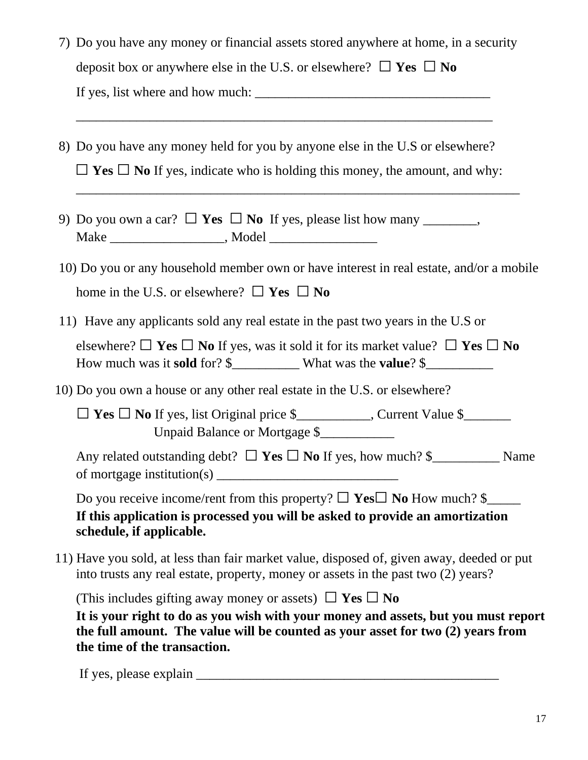7) Do you have any money or financial assets stored anywhere at home, in a security deposit box or anywhere else in the U.S. or elsewhere? ☐ **Yes** ☐ **No**

   If yes, list where and how much: ___________________________________

   _______________________________________________________________

8) Do you have any money held for you by anyone else in the U.S or elsewhere?

   ☐ **Yes** ☐ **No** If yes, indicate who is holding this money, the amount, and why:

   ____________________________________________________________________

9) Do you own a car? ☐ **Yes** ☐ **No** If yes, please list how many ________, Make _________________, Model ________________

10) Do you or any household member own or have interest in real estate, and/or a mobile home in the U.S. or elsewhere? ☐ **Yes** ☐ **No**

11) Have any applicants sold any real estate in the past two years in the U.S or elsewhere? ☐ **Yes** ☐ **No** If yes, was it sold it for its market value? ☐ **Yes** ☐ **No** How much was it **sold** for? $__________ What was the **value**? $__________

10) Do you own a house or any other real estate in the U.S. or elsewhere?

   ☐ **Yes** ☐ **No** If yes, list Original price $___________, Current Value $_______ Unpaid Balance or Mortgage $___________

   Any related outstanding debt? ☐ **Yes** ☐ **No** If yes, how much? $__________ Name of mortgage institution(s) ___________________________

   Do you receive income/rent from this property? ☐ **Yes**☐ **No** How much? $_____
   **If this application is processed you will be asked to provide an amortization schedule, if applicable.**

11) Have you sold, at less than fair market value, disposed of, given away, deeded or put into trusts any real estate, property, money or assets in the past two (2) years?

   (This includes gifting away money or assets) ☐ **Yes** ☐ **No**
   **It is your right to do as you wish with your money and assets, but you must report the full amount. The value will be counted as your asset for two (2) years from the time of the transaction.**

   If yes, please explain ______________________________________________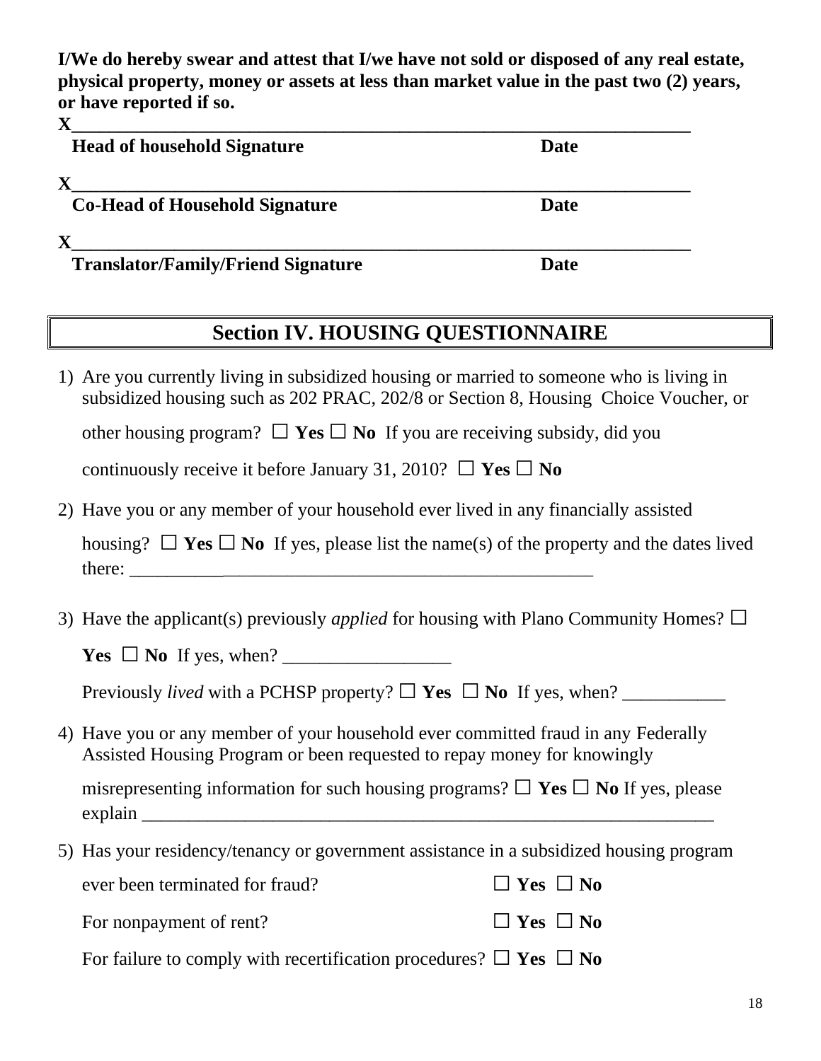**I/We do hereby swear and attest that I/we have not sold or disposed of any real estate, physical property, money or assets at less than market value in the past two (2) years, or have reported if so.**

**X**_____________________________________________________________________

**Head of household Signature** **Date**

**X**_____________________________________________________________________

**Co-Head of Household Signature** **Date**

**X**_____________________________________________________________________

**Translator/Family/Friend Signature** **Date**

## Section IV. HOUSING QUESTIONNAIRE

1) Are you currently living in subsidized housing or married to someone who is living in subsidized housing such as 202 PRAC, 202/8 or Section 8, Housing Choice Voucher, or other housing program? ☐ **Yes** ☐ **No** If you are receiving subsidy, did you continuously receive it before January 31, 2010? ☐ **Yes** ☐ **No**

2) Have you or any member of your household ever lived in any financially assisted housing? ☐ **Yes** ☐ **No** If yes, please list the name(s) of the property and the dates lived there: ____________________________________________________

3) Have the applicant(s) previously *applied* for housing with Plano Community Homes? ☐ **Yes** ☐ **No** If yes, when? __________________

   Previously *lived* with a PCHSP property? ☐ **Yes** ☐ **No** If yes, when? ___________

4) Have you or any member of your household ever committed fraud in any Federally Assisted Housing Program or been requested to repay money for knowingly misrepresenting information for such housing programs? ☐ **Yes** ☐ **No** If yes, please explain ______________________________________________________________

5) Has your residency/tenancy or government assistance in a subsidized housing program ever been terminated for fraud? ☐ **Yes** ☐ **No**

   For nonpayment of rent? ☐ **Yes** ☐ **No**

   For failure to comply with recertification procedures? ☐ **Yes** ☐ **No**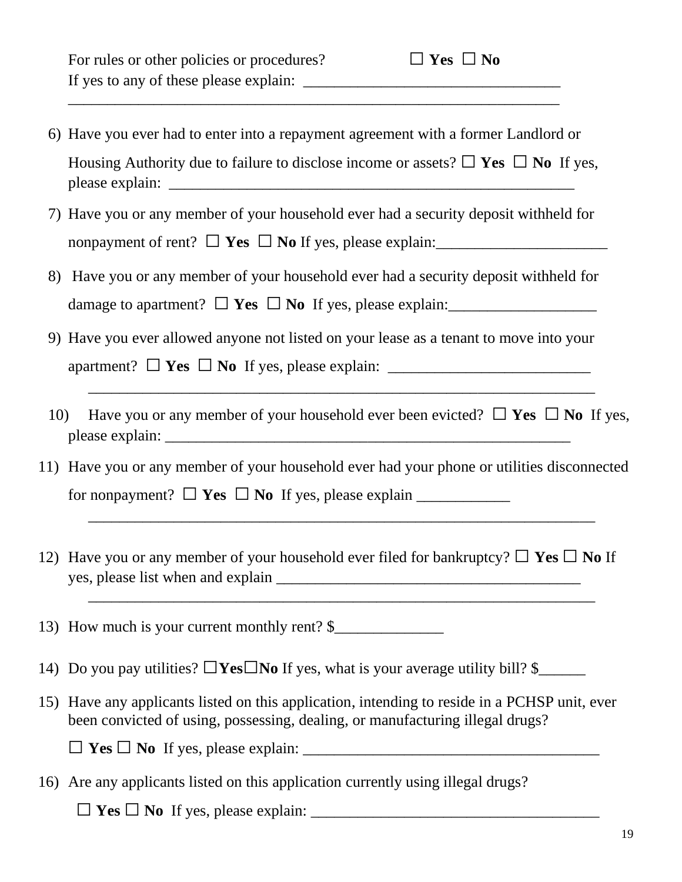For rules or other policies or procedures? ☐ **Yes** ☐ **No**
If yes to any of these please explain: _________________________________
_________________________________________________________________

6) Have you ever had to enter into a repayment agreement with a former Landlord or Housing Authority due to failure to disclose income or assets? ☐ **Yes** ☐ **No** If yes, please explain: ______________________________________________________

7) Have you or any member of your household ever had a security deposit withheld for nonpayment of rent? ☐ **Yes** ☐ **No** If yes, please explain:______________________

8) Have you or any member of your household ever had a security deposit withheld for damage to apartment? ☐ **Yes** ☐ **No** If yes, please explain:___________________

9) Have you ever allowed anyone not listed on your lease as a tenant to move into your apartment? ☐ **Yes** ☐ **No** If yes, please explain: __________________________
___________________________________________________________________

10) Have you or any member of your household ever been evicted? ☐ **Yes** ☐ **No** If yes, please explain: ______________________________________________________

11) Have you or any member of your household ever had your phone or utilities disconnected for nonpayment? ☐ **Yes** ☐ **No** If yes, please explain ____________
___________________________________________________________________

12) Have you or any member of your household ever filed for bankruptcy? ☐ **Yes** ☐ **No** If yes, please list when and explain ________________________________________
___________________________________________________________________

13) How much is your current monthly rent? $______________

14) Do you pay utilities? ☐**Yes**☐**No** If yes, what is your average utility bill? $______

15) Have any applicants listed on this application, intending to reside in a PCHSP unit, ever been convicted of using, possessing, dealing, or manufacturing illegal drugs?

☐ **Yes** ☐ **No** If yes, please explain: ______________________________________

16) Are any applicants listed on this application currently using illegal drugs?

☐ **Yes** ☐ **No** If yes, please explain: _____________________________________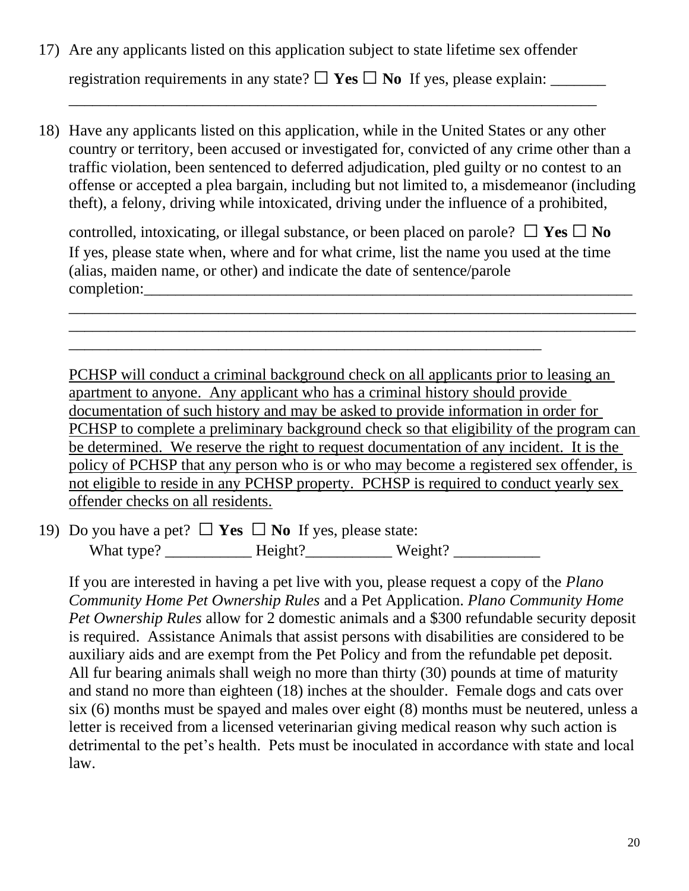17) Are any applicants listed on this application subject to state lifetime sex offender registration requirements in any state? ☐ **Yes** ☐ **No** If yes, please explain: _______
_____________________________________________________________________

18) Have any applicants listed on this application, while in the United States or any other country or territory, been accused or investigated for, convicted of any crime other than a traffic violation, been sentenced to deferred adjudication, pled guilty or no contest to an offense or accepted a plea bargain, including but not limited to, a misdemeanor (including theft), a felony, driving while intoxicated, driving under the influence of a prohibited, controlled, intoxicating, or illegal substance, or been placed on parole? ☐ **Yes** ☐ **No**
If yes, please state when, where and for what crime, list the name you used at the time (alias, maiden name, or other) and indicate the date of sentence/parole completion:____________________________________________________________
_____________________________________________________________________
_____________________________________________________________________
______________________________________________________________

<u>PCHSP will conduct a criminal background check on all applicants prior to leasing an apartment to anyone. Any applicant who has a criminal history should provide documentation of such history and may be asked to provide information in order for PCHSP to complete a preliminary background check so that eligibility of the program can be determined. We reserve the right to request documentation of any incident. It is the policy of PCHSP that any person who is or who may become a registered sex offender, is not eligible to reside in any PCHSP property. PCHSP is required to conduct yearly sex offender checks on all residents.</u>

19) Do you have a pet? ☐ **Yes** ☐ **No** If yes, please state:
What type? ___________ Height?___________ Weight? ___________

If you are interested in having a pet live with you, please request a copy of the *Plano Community Home Pet Ownership Rules* and a Pet Application. *Plano Community Home Pet Ownership Rules* allow for 2 domestic animals and a $300 refundable security deposit is required. Assistance Animals that assist persons with disabilities are considered to be auxiliary aids and are exempt from the Pet Policy and from the refundable pet deposit. All fur bearing animals shall weigh no more than thirty (30) pounds at time of maturity and stand no more than eighteen (18) inches at the shoulder. Female dogs and cats over six (6) months must be spayed and males over eight (8) months must be neutered, unless a letter is received from a licensed veterinarian giving medical reason why such action is detrimental to the pet's health. Pets must be inoculated in accordance with state and local law.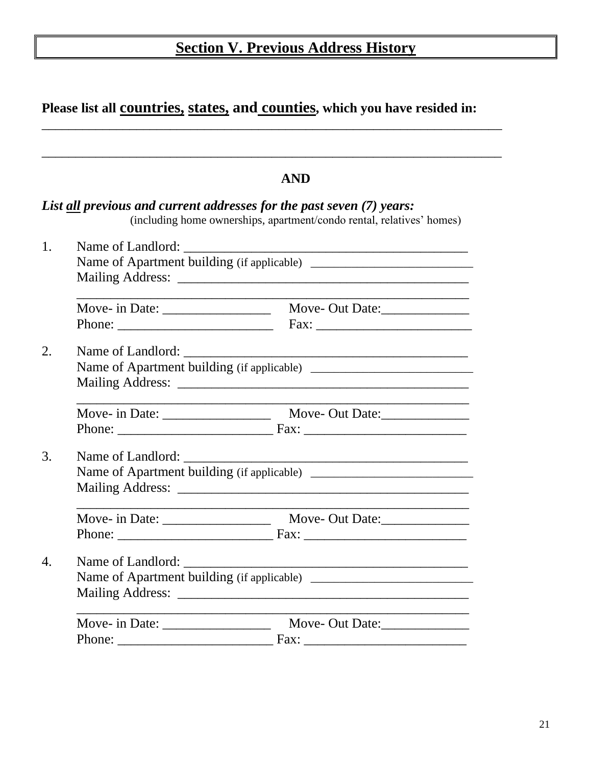## Section V. Previous Address History

**Please list all countries, states, and counties, which you have resided in:**

_______________________________________________________________________

_______________________________________________________________________

**AND**

***List all previous and current addresses for the past seven (7) years:***
(including home ownerships, apartment/condo rental, relatives' homes)

1. Name of Landlord: ___________________________________________
   Name of Apartment building (if applicable) ________________________
   Mailing Address: ____________________________________________
   ____________________________________________________________
   Move- in Date: ________________ Move- Out Date:_____________
   Phone: _______________________ Fax: _______________________

2. Name of Landlord: ___________________________________________
   Name of Apartment building (if applicable) ________________________
   Mailing Address: ____________________________________________
   ____________________________________________________________
   Move- in Date: ________________ Move- Out Date:_____________
   Phone: _______________________ Fax: ________________________

3. Name of Landlord: ___________________________________________
   Name of Apartment building (if applicable) ________________________
   Mailing Address: ____________________________________________
   ____________________________________________________________
   Move- in Date: ________________ Move- Out Date:_____________
   Phone: _______________________ Fax: ________________________

4. Name of Landlord: ___________________________________________
   Name of Apartment building (if applicable) ________________________
   Mailing Address: ____________________________________________
   ____________________________________________________________
   Move- in Date: ________________ Move- Out Date:_____________
   Phone: _______________________ Fax: ________________________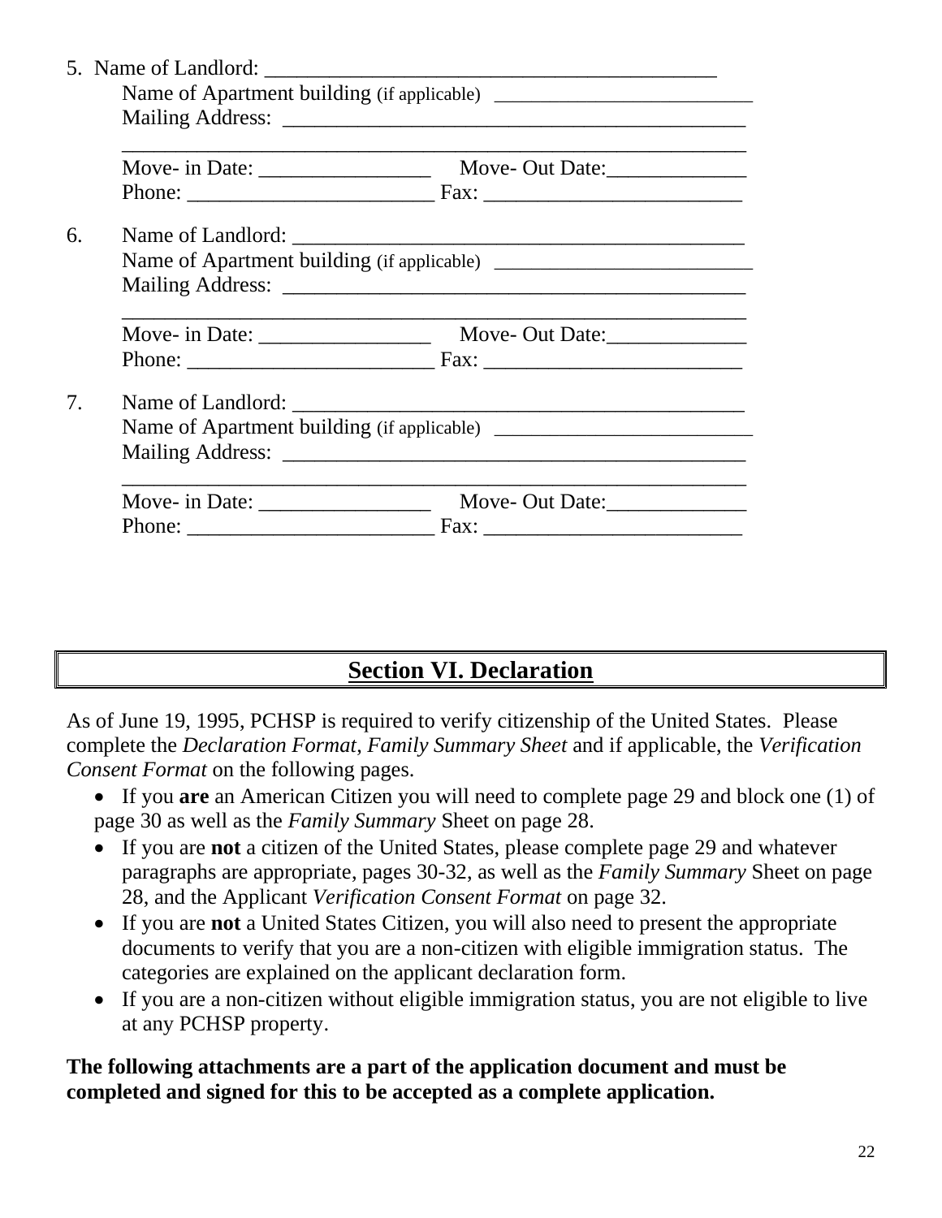5. Name of Landlord: ___________________________________________
   Name of Apartment building (if applicable) _________________________
   Mailing Address: ____________________________________________
   ______________________________________________________________
   Move- in Date: ________________ Move- Out Date:_____________
   Phone: _______________________ Fax: ________________________

6. Name of Landlord: ___________________________________________
   Name of Apartment building (if applicable) _________________________
   Mailing Address: ____________________________________________
   ______________________________________________________________
   Move- in Date: ________________ Move- Out Date:_____________
   Phone: _______________________ Fax: ________________________

7. Name of Landlord: ___________________________________________
   Name of Apartment building (if applicable) _________________________
   Mailing Address: ____________________________________________
   ______________________________________________________________
   Move- in Date: ________________ Move- Out Date:_____________
   Phone: _______________________ Fax: ________________________

## Section VI. Declaration

As of June 19, 1995, PCHSP is required to verify citizenship of the United States. Please complete the *Declaration Format*, *Family Summary Sheet* and if applicable, the *Verification Consent Format* on the following pages.

- If you **are** an American Citizen you will need to complete page 29 and block one (1) of page 30 as well as the *Family Summary* Sheet on page 28.
- If you are **not** a citizen of the United States, please complete page 29 and whatever paragraphs are appropriate, pages 30-32, as well as the *Family Summary* Sheet on page 28, and the Applicant *Verification Consent Format* on page 32.
- If you are **not** a United States Citizen, you will also need to present the appropriate documents to verify that you are a non-citizen with eligible immigration status. The categories are explained on the applicant declaration form.
- If you are a non-citizen without eligible immigration status, you are not eligible to live at any PCHSP property.

**The following attachments are a part of the application document and must be completed and signed for this to be accepted as a complete application.**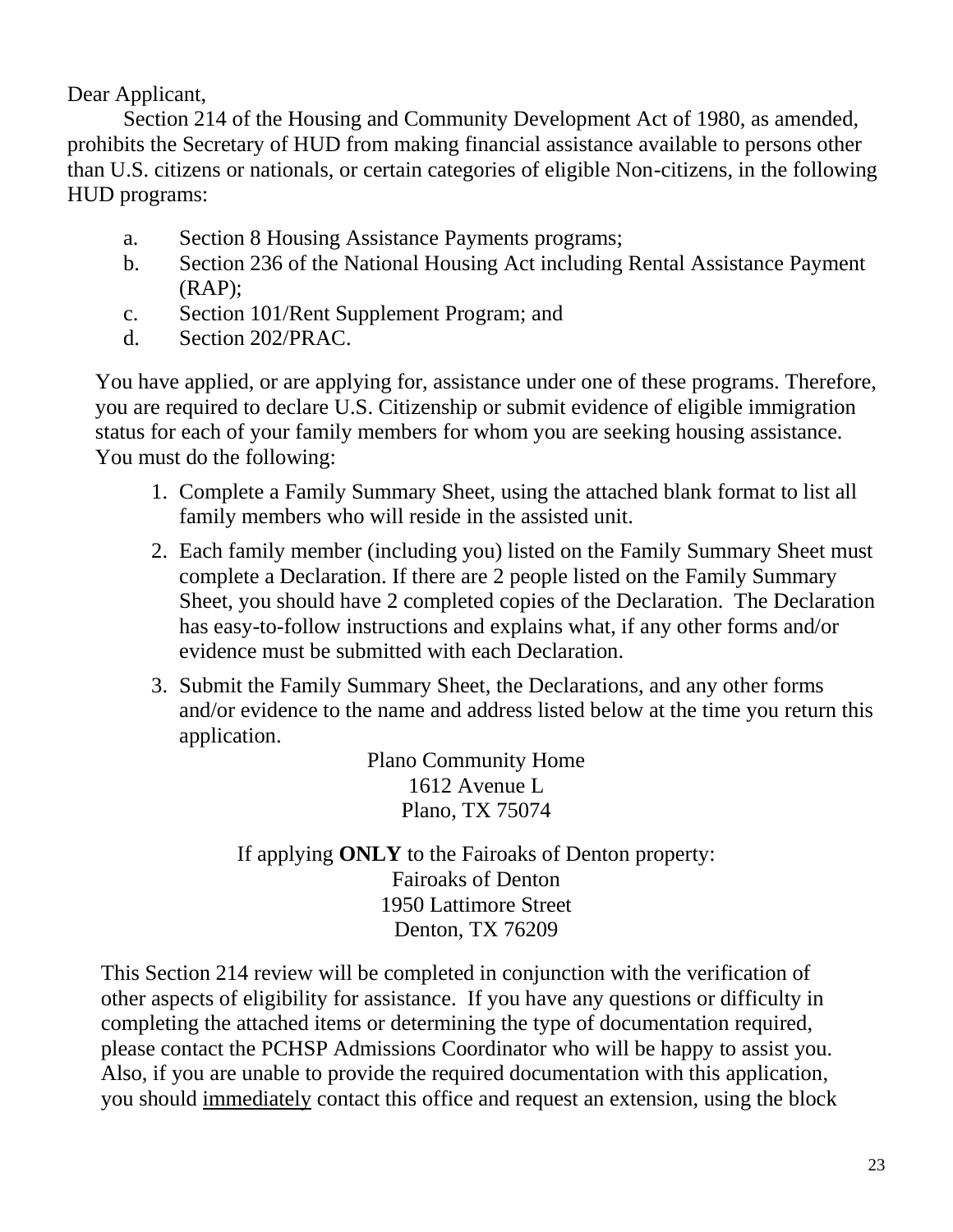Dear Applicant,

Section 214 of the Housing and Community Development Act of 1980, as amended, prohibits the Secretary of HUD from making financial assistance available to persons other than U.S. citizens or nationals, or certain categories of eligible Non-citizens, in the following HUD programs:

a. Section 8 Housing Assistance Payments programs;
b. Section 236 of the National Housing Act including Rental Assistance Payment (RAP);
c. Section 101/Rent Supplement Program; and
d. Section 202/PRAC.

You have applied, or are applying for, assistance under one of these programs. Therefore, you are required to declare U.S. Citizenship or submit evidence of eligible immigration status for each of your family members for whom you are seeking housing assistance. You must do the following:

1. Complete a Family Summary Sheet, using the attached blank format to list all family members who will reside in the assisted unit.
2. Each family member (including you) listed on the Family Summary Sheet must complete a Declaration. If there are 2 people listed on the Family Summary Sheet, you should have 2 completed copies of the Declaration. The Declaration has easy-to-follow instructions and explains what, if any other forms and/or evidence must be submitted with each Declaration.
3. Submit the Family Summary Sheet, the Declarations, and any other forms and/or evidence to the name and address listed below at the time you return this application.

Plano Community Home
1612 Avenue L
Plano, TX 75074

If applying **ONLY** to the Fairoaks of Denton property:
Fairoaks of Denton
1950 Lattimore Street
Denton, TX 76209

This Section 214 review will be completed in conjunction with the verification of other aspects of eligibility for assistance. If you have any questions or difficulty in completing the attached items or determining the type of documentation required, please contact the PCHSP Admissions Coordinator who will be happy to assist you. Also, if you are unable to provide the required documentation with this application, you should immediately contact this office and request an extension, using the block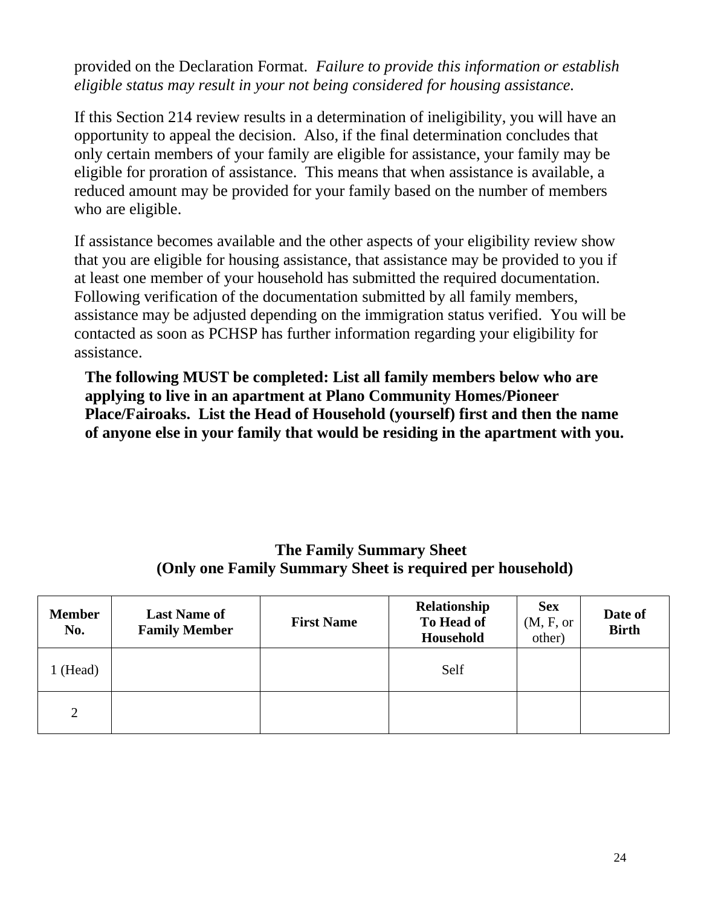provided on the Declaration Format. *Failure to provide this information or establish eligible status may result in your not being considered for housing assistance.*

If this Section 214 review results in a determination of ineligibility, you will have an opportunity to appeal the decision. Also, if the final determination concludes that only certain members of your family are eligible for assistance, your family may be eligible for proration of assistance. This means that when assistance is available, a reduced amount may be provided for your family based on the number of members who are eligible.

If assistance becomes available and the other aspects of your eligibility review show that you are eligible for housing assistance, that assistance may be provided to you if at least one member of your household has submitted the required documentation. Following verification of the documentation submitted by all family members, assistance may be adjusted depending on the immigration status verified. You will be contacted as soon as PCHSP has further information regarding your eligibility for assistance.

**The following MUST be completed: List all family members below who are applying to live in an apartment at Plano Community Homes/Pioneer Place/Fairoaks. List the Head of Household (yourself) first and then the name of anyone else in your family that would be residing in the apartment with you.**

**The Family Summary Sheet**
**(Only one Family Summary Sheet is required per household)**

| **Member No.** | **Last Name of Family Member** | **First Name** | **Relationship To Head of Household** | **Sex** (M, F, or other) | **Date of Birth** |
|---|---|---|---|---|---|
| 1 (Head) | | | Self | | |
| 2 | | | | | |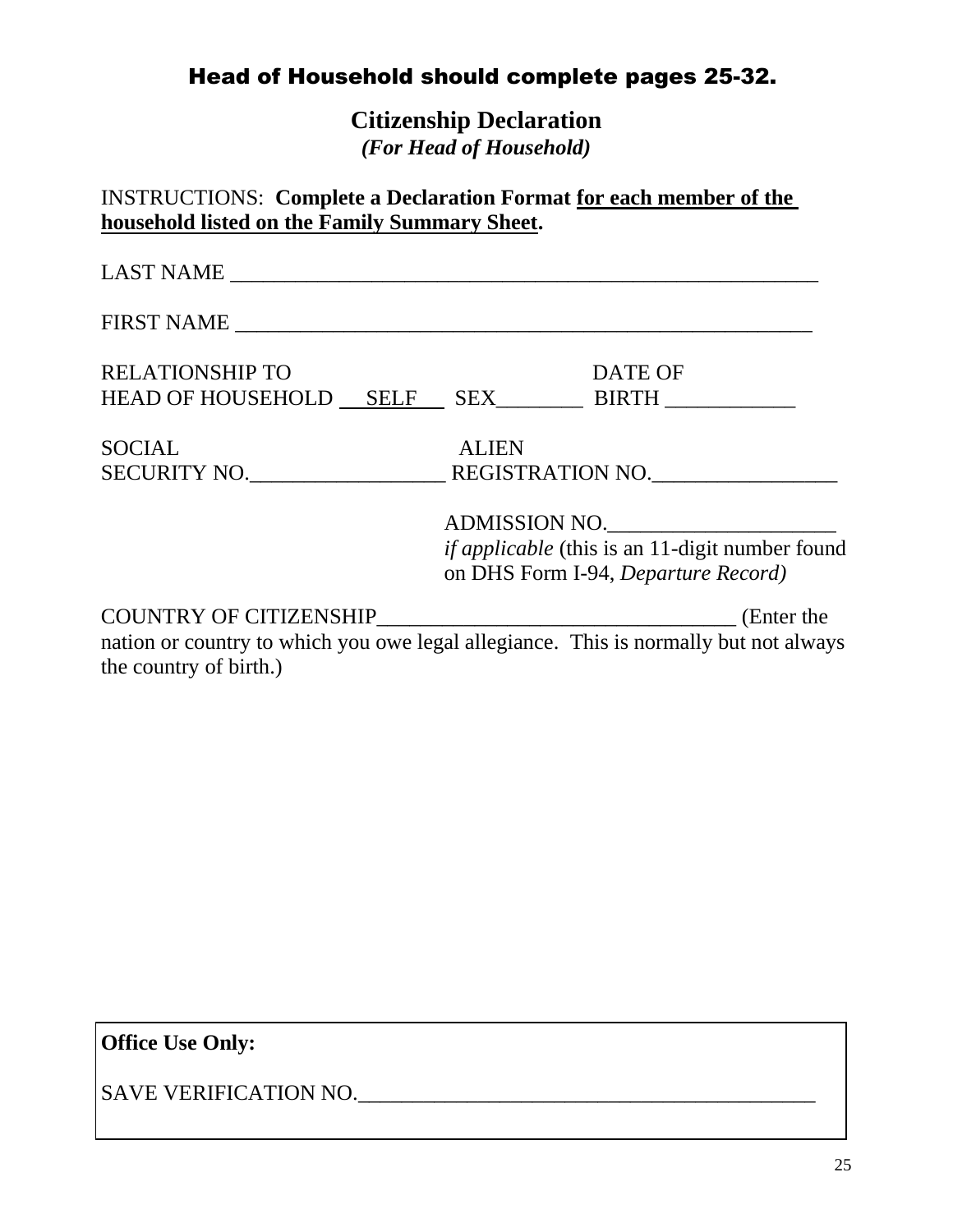**Head of Household should complete pages 25-32.**

## Citizenship Declaration

***(For Head of Household)***

INSTRUCTIONS: **Complete a Declaration Format for each member of the household listed on the Family Summary Sheet.**

LAST NAME ______________________________________________________

FIRST NAME _____________________________________________________

RELATIONSHIP TO HEAD OF HOUSEHOLD SELF SEX________ DATE OF BIRTH ____________

SOCIAL SECURITY NO.__________________ ALIEN REGISTRATION NO._________________

ADMISSION NO.______________________ *if applicable* (this is an 11-digit number found on DHS Form I-94, *Departure Record)*

COUNTRY OF CITIZENSHIP_________________________________ (Enter the nation or country to which you owe legal allegiance. This is normally but not always the country of birth.)

**Office Use Only:**

SAVE VERIFICATION NO._________________________________________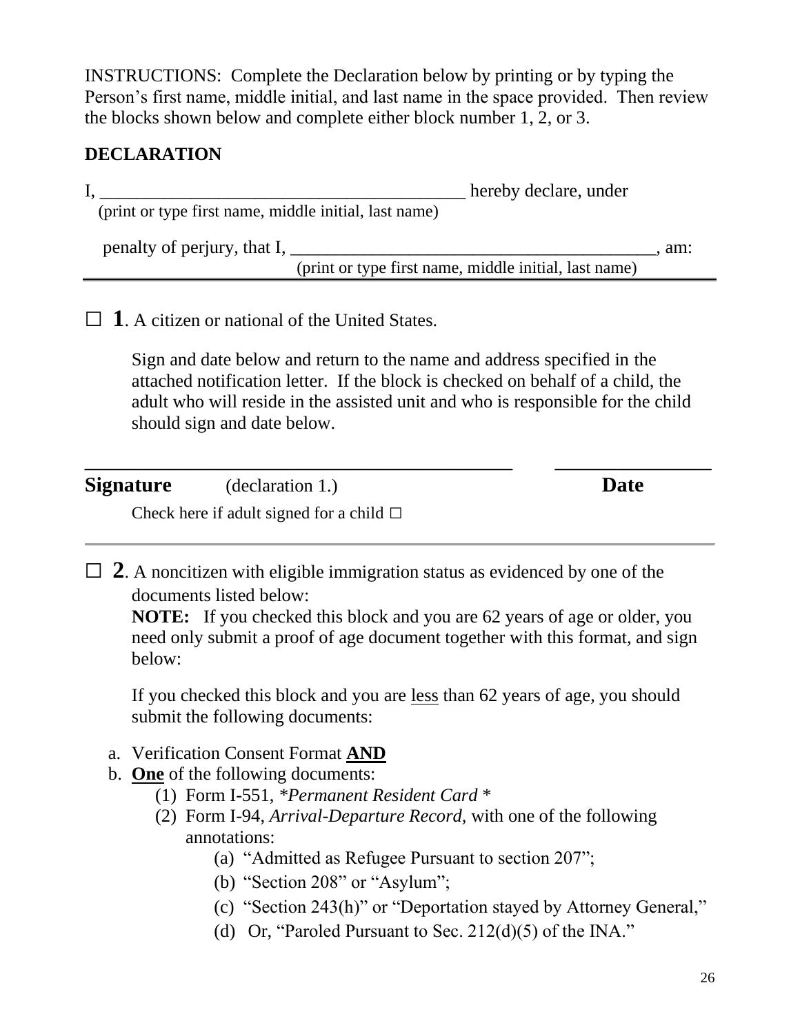INSTRUCTIONS: Complete the Declaration below by printing or by typing the Person's first name, middle initial, and last name in the space provided. Then review the blocks shown below and complete either block number 1, 2, or 3.

**DECLARATION**

I, ________________________________________ hereby declare, under
(print or type first name, middle initial, last name)

penalty of perjury, that I, ________________________________________, am:
(print or type first name, middle initial, last name)

---

☐ **1**. A citizen or national of the United States.

Sign and date below and return to the name and address specified in the attached notification letter. If the block is checked on behalf of a child, the adult who will reside in the assisted unit and who is responsible for the child should sign and date below.

______________________________________________ _______________

**Signature** (declaration 1.) **Date**

Check here if adult signed for a child ☐

---

☐ **2**. A noncitizen with eligible immigration status as evidenced by one of the documents listed below:

**NOTE:** If you checked this block and you are 62 years of age or older, you need only submit a proof of age document together with this format, and sign below:

If you checked this block and you are <u>less</u> than 62 years of age, you should submit the following documents:

a. Verification Consent Format **<u>AND</u>**
b. **<u>One</u>** of the following documents:
   (1) Form I-551, *\*Permanent Resident Card* \*
   (2) Form I-94, *Arrival-Departure Record*, with one of the following annotations:
      (a) "Admitted as Refugee Pursuant to section 207";
      (b) "Section 208" or "Asylum";
      (c) "Section 243(h)" or "Deportation stayed by Attorney General,"
      (d) Or, "Paroled Pursuant to Sec. 212(d)(5) of the INA."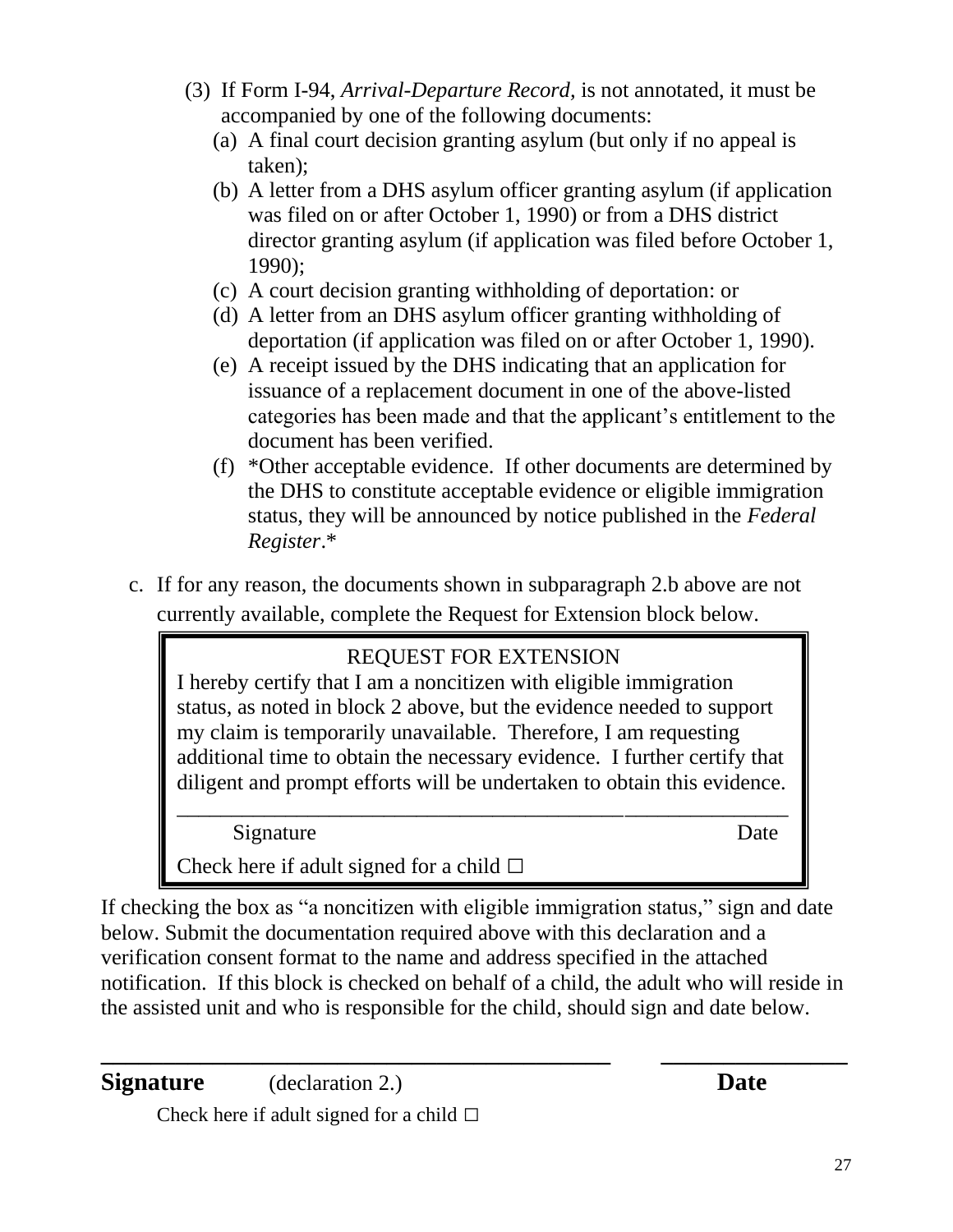(3) If Form I-94, *Arrival-Departure Record,* is not annotated, it must be accompanied by one of the following documents:

   (a) A final court decision granting asylum (but only if no appeal is taken);
   (b) A letter from a DHS asylum officer granting asylum (if application was filed on or after October 1, 1990) or from a DHS district director granting asylum (if application was filed before October 1, 1990);
   (c) A court decision granting withholding of deportation: or
   (d) A letter from an DHS asylum officer granting withholding of deportation (if application was filed on or after October 1, 1990).
   (e) A receipt issued by the DHS indicating that an application for issuance of a replacement document in one of the above-listed categories has been made and that the applicant's entitlement to the document has been verified.
   (f) *Other acceptable evidence. If other documents are determined by the DHS to constitute acceptable evidence or eligible immigration status, they will be announced by notice published in the *Federal Register*.*

c. If for any reason, the documents shown in subparagraph 2.b above are not currently available, complete the Request for Extension block below.

> REQUEST FOR EXTENSION
>
> I hereby certify that I am a noncitizen with eligible immigration status, as noted in block 2 above, but the evidence needed to support my claim is temporarily unavailable. Therefore, I am requesting additional time to obtain the necessary evidence. I further certify that diligent and prompt efforts will be undertaken to obtain this evidence.
>
> ______________________________________________________________
>
> Signature                                                                                    Date
>
> Check here if adult signed for a child ☐

If checking the box as "a noncitizen with eligible immigration status," sign and date below. Submit the documentation required above with this declaration and a verification consent format to the name and address specified in the attached notification. If this block is checked on behalf of a child, the adult who will reside in the assisted unit and who is responsible for the child, should sign and date below.

_____________________________________________          ________________

**Signature** (declaration 2.)                                                            **Date**

Check here if adult signed for a child ☐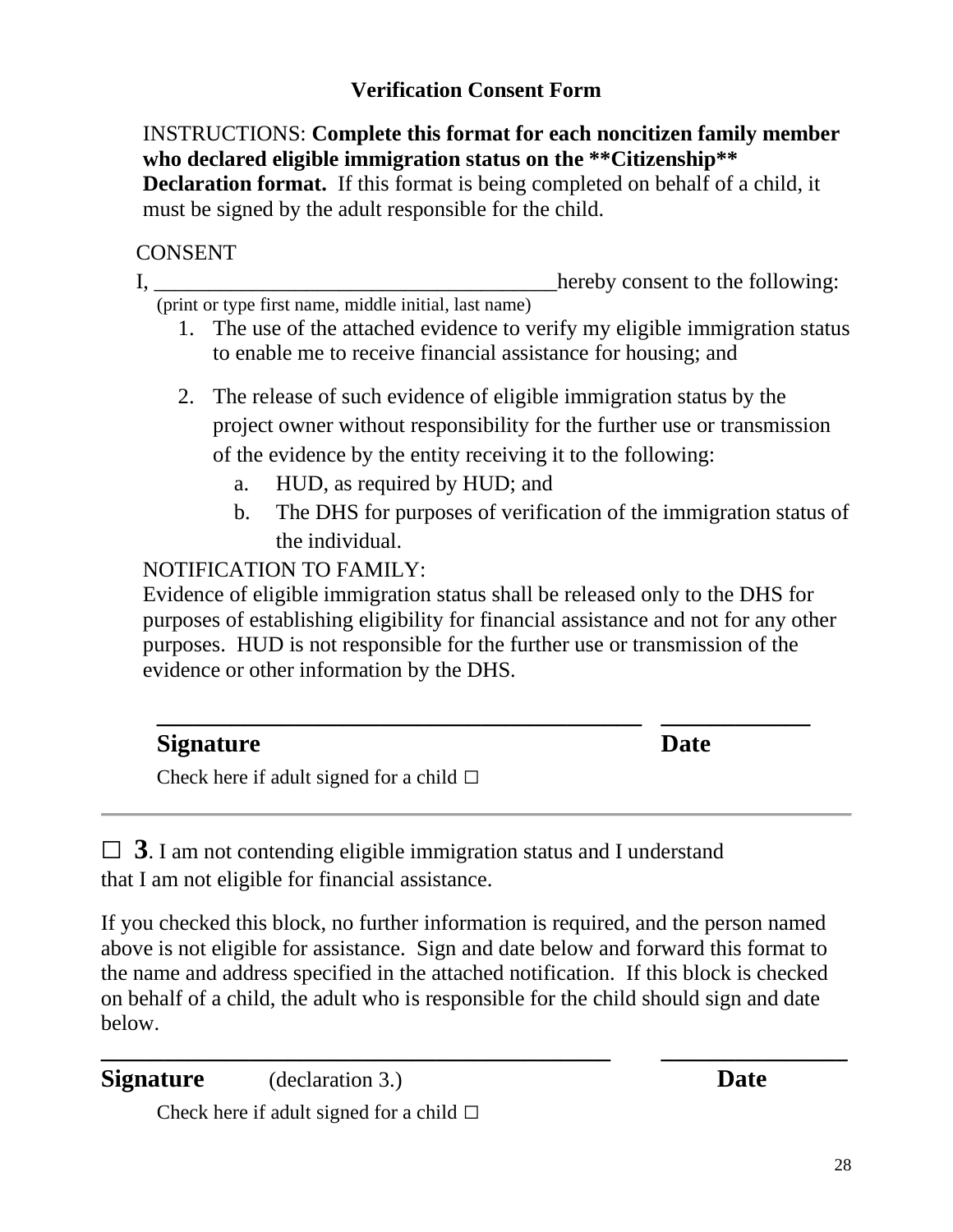## Verification Consent Form

INSTRUCTIONS: **Complete this format for each noncitizen family member who declared eligible immigration status on the **Citizenship** Declaration format.** If this format is being completed on behalf of a child, it must be signed by the adult responsible for the child.

CONSENT

I, ______________________________________hereby consent to the following:
(print or type first name, middle initial, last name)

1. The use of the attached evidence to verify my eligible immigration status to enable me to receive financial assistance for housing; and
2. The release of such evidence of eligible immigration status by the project owner without responsibility for the further use or transmission of the evidence by the entity receiving it to the following:
   a. HUD, as required by HUD; and
   b. The DHS for purposes of verification of the immigration status of the individual.

NOTIFICATION TO FAMILY:
Evidence of eligible immigration status shall be released only to the DHS for purposes of establishing eligibility for financial assistance and not for any other purposes. HUD is not responsible for the further use or transmission of the evidence or other information by the DHS.

______________________________________________ ______________

**Signature** **Date**

Check here if adult signed for a child ☐

---

☐ **3**. I am not contending eligible immigration status and I understand that I am not eligible for financial assistance.

If you checked this block, no further information is required, and the person named above is not eligible for assistance. Sign and date below and forward this format to the name and address specified in the attached notification. If this block is checked on behalf of a child, the adult who is responsible for the child should sign and date below.

______________________________________________ ________________

**Signature** (declaration 3.) **Date**

Check here if adult signed for a child ☐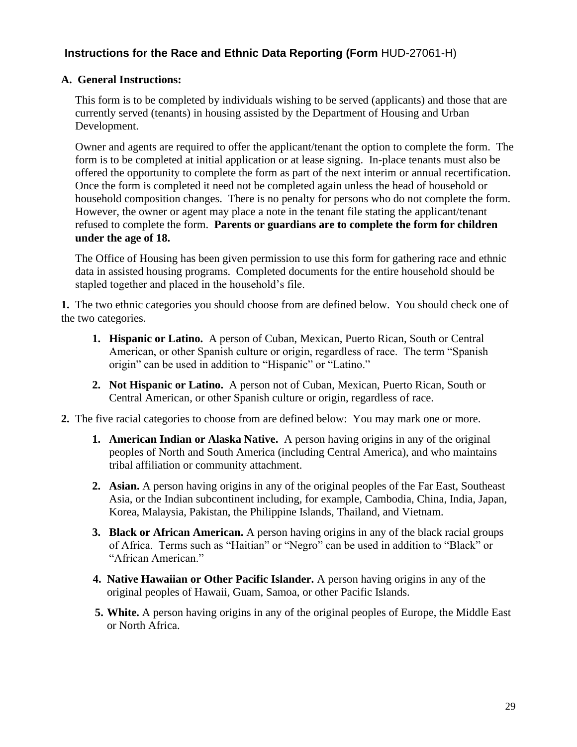## Instructions for the Race and Ethnic Data Reporting (Form HUD-27061-H)

**A. General Instructions:**

This form is to be completed by individuals wishing to be served (applicants) and those that are currently served (tenants) in housing assisted by the Department of Housing and Urban Development.

Owner and agents are required to offer the applicant/tenant the option to complete the form. The form is to be completed at initial application or at lease signing. In-place tenants must also be offered the opportunity to complete the form as part of the next interim or annual recertification. Once the form is completed it need not be completed again unless the head of household or household composition changes. There is no penalty for persons who do not complete the form. However, the owner or agent may place a note in the tenant file stating the applicant/tenant refused to complete the form. **Parents or guardians are to complete the form for children under the age of 18.**

The Office of Housing has been given permission to use this form for gathering race and ethnic data in assisted housing programs. Completed documents for the entire household should be stapled together and placed in the household's file.

**1.** The two ethnic categories you should choose from are defined below. You should check one of the two categories.

1. **Hispanic or Latino.** A person of Cuban, Mexican, Puerto Rican, South or Central American, or other Spanish culture or origin, regardless of race. The term "Spanish origin" can be used in addition to "Hispanic" or "Latino."
2. **Not Hispanic or Latino.** A person not of Cuban, Mexican, Puerto Rican, South or Central American, or other Spanish culture or origin, regardless of race.

**2.** The five racial categories to choose from are defined below: You may mark one or more.

1. **American Indian or Alaska Native.** A person having origins in any of the original peoples of North and South America (including Central America), and who maintains tribal affiliation or community attachment.
2. **Asian.** A person having origins in any of the original peoples of the Far East, Southeast Asia, or the Indian subcontinent including, for example, Cambodia, China, India, Japan, Korea, Malaysia, Pakistan, the Philippine Islands, Thailand, and Vietnam.
3. **Black or African American.** A person having origins in any of the black racial groups of Africa. Terms such as "Haitian" or "Negro" can be used in addition to "Black" or "African American."
4. **Native Hawaiian or Other Pacific Islander.** A person having origins in any of the original peoples of Hawaii, Guam, Samoa, or other Pacific Islands.
5. **White.** A person having origins in any of the original peoples of Europe, the Middle East or North Africa.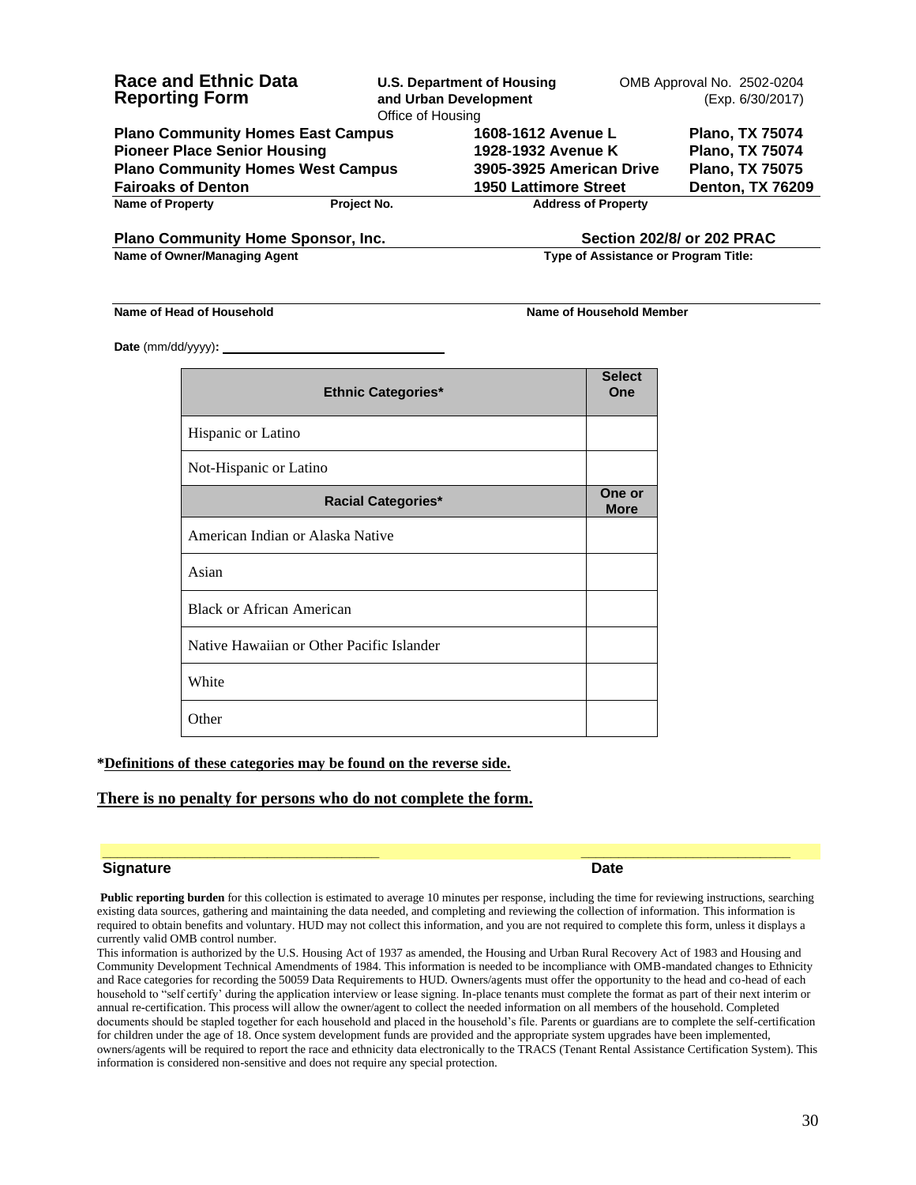**Race and Ethnic Data Reporting Form**

**U.S. Department of Housing and Urban Development**
Office of Housing

OMB Approval No. 2502-0204
(Exp. 6/30/2017)

| Name of Property | Project No. | Address of Property | |
|---|---|---|---|
| **Plano Community Homes East Campus** | | **1608-1612 Avenue L** | **Plano, TX 75074** |
| **Pioneer Place Senior Housing** | | **1928-1932 Avenue K** | **Plano, TX 75074** |
| **Plano Community Homes West Campus** | | **3905-3925 American Drive** | **Plano, TX 75075** |
| **Fairoaks of Denton** | | **1950 Lattimore Street** | **Denton, TX 76209** |

**Plano Community Home Sponsor, Inc.**
**Name of Owner/Managing Agent**

**Section 202/8/ or 202 PRAC**
**Type of Assistance or Program Title:**

**Name of Head of Household** ____________________ **Name of Household Member** ____________________

**Date** (mm/dd/yyyy)**:** ______________________________

| Ethnic Categories* | Select One |
|---|---|
| Hispanic or Latino | |
| Not-Hispanic or Latino | |
| **Racial Categories*** | **One or More** |
| American Indian or Alaska Native | |
| Asian | |
| Black or African American | |
| Native Hawaiian or Other Pacific Islander | |
| White | |
| Other | |

**\*Definitions of these categories may be found on the reverse side.**

**There is no penalty for persons who do not complete the form.**

______________________________ ______________________
**Signature** **Date**

**Public reporting burden** for this collection is estimated to average 10 minutes per response, including the time for reviewing instructions, searching existing data sources, gathering and maintaining the data needed, and completing and reviewing the collection of information. This information is required to obtain benefits and voluntary. HUD may not collect this information, and you are not required to complete this form, unless it displays a currently valid OMB control number.

This information is authorized by the U.S. Housing Act of 1937 as amended, the Housing and Urban Rural Recovery Act of 1983 and Housing and Community Development Technical Amendments of 1984. This information is needed to be incompliance with OMB-mandated changes to Ethnicity and Race categories for recording the 50059 Data Requirements to HUD. Owners/agents must offer the opportunity to the head and co-head of each household to "self certify' during the application interview or lease signing. In-place tenants must complete the format as part of their next interim or annual re-certification. This process will allow the owner/agent to collect the needed information on all members of the household. Completed documents should be stapled together for each household and placed in the household's file. Parents or guardians are to complete the self-certification for children under the age of 18. Once system development funds are provided and the appropriate system upgrades have been implemented, owners/agents will be required to report the race and ethnicity data electronically to the TRACS (Tenant Rental Assistance Certification System). This information is considered non-sensitive and does not require any special protection.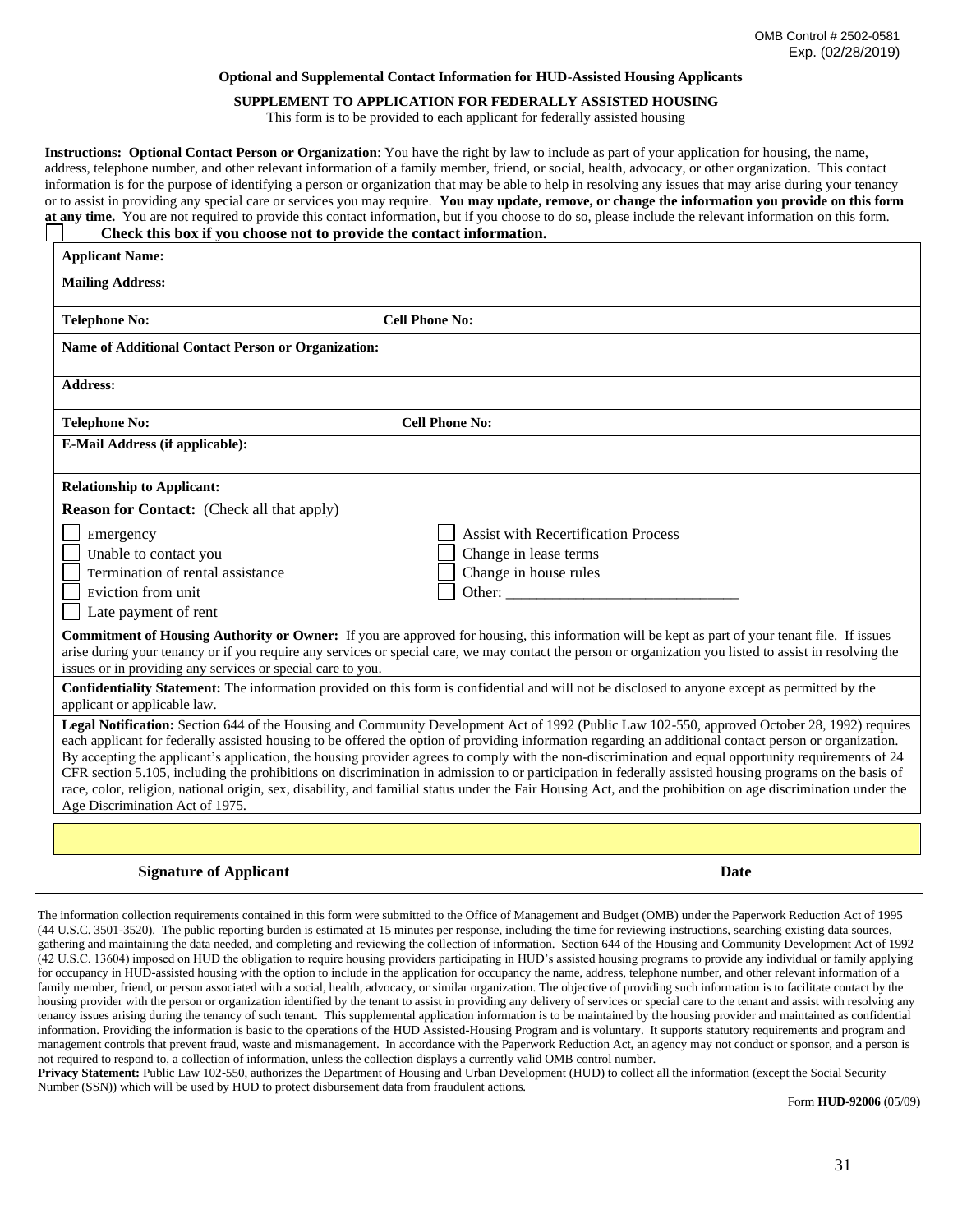OMB Control # 2502-0581
Exp. (02/28/2019)

**Optional and Supplemental Contact Information for HUD-Assisted Housing Applicants**

**SUPPLEMENT TO APPLICATION FOR FEDERALLY ASSISTED HOUSING**

This form is to be provided to each applicant for federally assisted housing

**Instructions: Optional Contact Person or Organization**: You have the right by law to include as part of your application for housing, the name, address, telephone number, and other relevant information of a family member, friend, or social, health, advocacy, or other organization. This contact information is for the purpose of identifying a person or organization that may be able to help in resolving any issues that may arise during your tenancy or to assist in providing any special care or services you may require. **You may update, remove, or change the information you provide on this form at any time.** You are not required to provide this contact information, but if you choose to do so, please include the relevant information on this form.

☐ **Check this box if you choose not to provide the contact information.**

| | |
|---|---|
| **Applicant Name:** | |
| **Mailing Address:** | |
| **Telephone No:** | **Cell Phone No:** |
| **Name of Additional Contact Person or Organization:** | |
| **Address:** | |
| **Telephone No:** | **Cell Phone No:** |
| **E-Mail Address (if applicable):** | |
| **Relationship to Applicant:** | |

**Reason for Contact:** (Check all that apply)

| | |
|---|---|
| ☐ Emergency | ☐ Assist with Recertification Process |
| ☐ Unable to contact you | ☐ Change in lease terms |
| ☐ Termination of rental assistance | ☐ Change in house rules |
| ☐ Eviction from unit | ☐ Other: ______________________________ |
| ☐ Late payment of rent | |

**Commitment of Housing Authority or Owner:** If you are approved for housing, this information will be kept as part of your tenant file. If issues arise during your tenancy or if you require any services or special care, we may contact the person or organization you listed to assist in resolving the issues or in providing any services or special care to you.

**Confidentiality Statement:** The information provided on this form is confidential and will not be disclosed to anyone except as permitted by the applicant or applicable law.

**Legal Notification:** Section 644 of the Housing and Community Development Act of 1992 (Public Law 102-550, approved October 28, 1992) requires each applicant for federally assisted housing to be offered the option of providing information regarding an additional contact person or organization. By accepting the applicant's application, the housing provider agrees to comply with the non-discrimination and equal opportunity requirements of 24 CFR section 5.105, including the prohibitions on discrimination in admission to or participation in federally assisted housing programs on the basis of race, color, religion, national origin, sex, disability, and familial status under the Fair Housing Act, and the prohibition on age discrimination under the Age Discrimination Act of 1975.

| | |
|---|---|
| | |
| **Signature of Applicant** | **Date** |

The information collection requirements contained in this form were submitted to the Office of Management and Budget (OMB) under the Paperwork Reduction Act of 1995 (44 U.S.C. 3501-3520). The public reporting burden is estimated at 15 minutes per response, including the time for reviewing instructions, searching existing data sources, gathering and maintaining the data needed, and completing and reviewing the collection of information. Section 644 of the Housing and Community Development Act of 1992 (42 U.S.C. 13604) imposed on HUD the obligation to require housing providers participating in HUD's assisted housing programs to provide any individual or family applying for occupancy in HUD-assisted housing with the option to include in the application for occupancy the name, address, telephone number, and other relevant information of a family member, friend, or person associated with a social, health, advocacy, or similar organization. The objective of providing such information is to facilitate contact by the housing provider with the person or organization identified by the tenant to assist in providing any delivery of services or special care to the tenant and assist with resolving any tenancy issues arising during the tenancy of such tenant. This supplemental application information is to be maintained by the housing provider and maintained as confidential information. Providing the information is basic to the operations of the HUD Assisted-Housing Program and is voluntary. It supports statutory requirements and program and management controls that prevent fraud, waste and mismanagement. In accordance with the Paperwork Reduction Act, an agency may not conduct or sponsor, and a person is not required to respond to, a collection of information, unless the collection displays a currently valid OMB control number.

**Privacy Statement:** Public Law 102-550, authorizes the Department of Housing and Urban Development (HUD) to collect all the information (except the Social Security Number (SSN)) which will be used by HUD to protect disbursement data from fraudulent actions.

Form **HUD-92006** (05/09)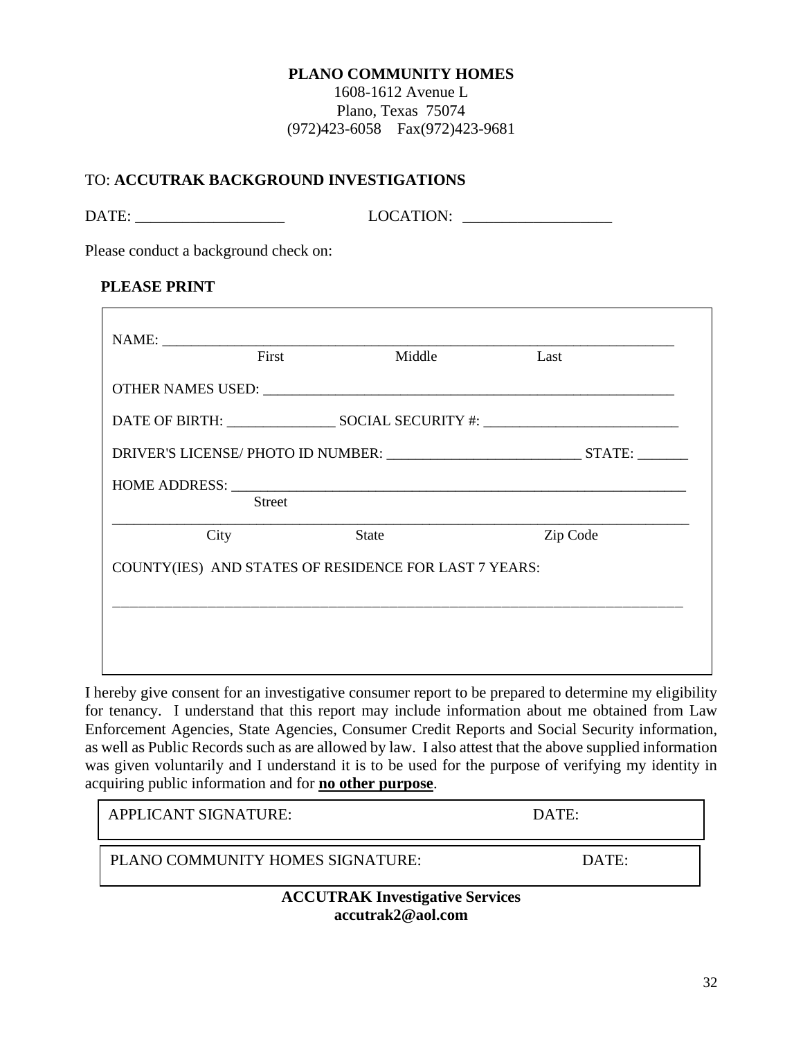**PLANO COMMUNITY HOMES**
1608-1612 Avenue L
Plano, Texas 75074
(972)423-6058 Fax(972)423-9681

TO: **ACCUTRAK BACKGROUND INVESTIGATIONS**

DATE: ___________________ LOCATION: ___________________

Please conduct a background check on:

**PLEASE PRINT**

NAME: ______________________________________________________________________
First Middle Last

OTHER NAMES USED: __________________________________________________________

DATE OF BIRTH: _______________ SOCIAL SECURITY #: ___________________________

DRIVER'S LICENSE/ PHOTO ID NUMBER: ___________________________ STATE: _______

HOME ADDRESS: ______________________________________________________________
Street

____________________________________________________________________________
City State Zip Code

COUNTY(IES) AND STATES OF RESIDENCE FOR LAST 7 YEARS:

____________________________________________________________________________

I hereby give consent for an investigative consumer report to be prepared to determine my eligibility for tenancy. I understand that this report may include information about me obtained from Law Enforcement Agencies, State Agencies, Consumer Credit Reports and Social Security information, as well as Public Records such as are allowed by law. I also attest that the above supplied information was given voluntarily and I understand it is to be used for the purpose of verifying my identity in acquiring public information and for **no other purpose**.

APPLICANT SIGNATURE: DATE:

PLANO COMMUNITY HOMES SIGNATURE: DATE:

**ACCUTRAK Investigative Services**
**accutrak2@aol.com**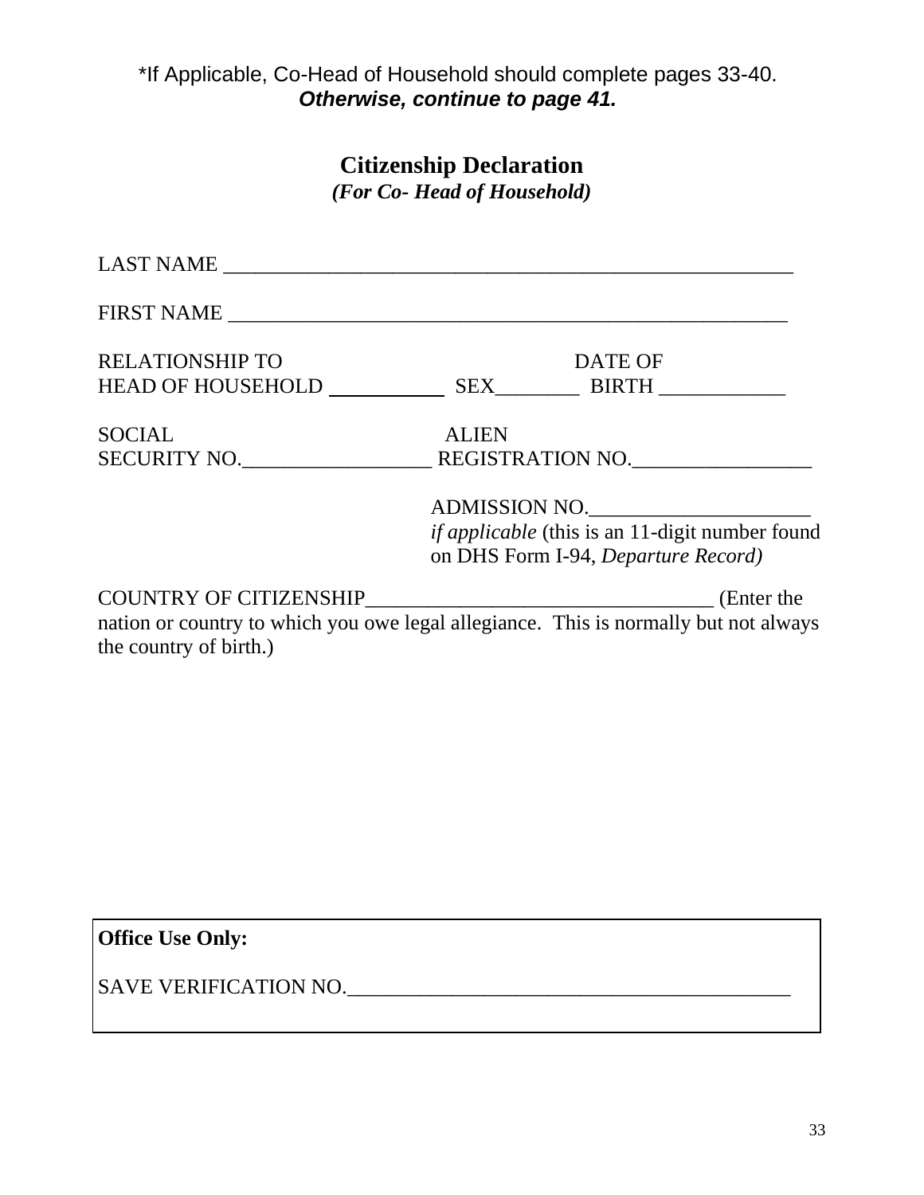*If Applicable, Co-Head of Household should complete pages 33-40.
***Otherwise, continue to page 41.***

# Citizenship Declaration

***(For Co- Head of Household)***

LAST NAME ________________________________________________________

FIRST NAME _______________________________________________________

RELATIONSHIP TO HEAD OF HOUSEHOLD ___________ SEX________ DATE OF BIRTH ____________

SOCIAL SECURITY NO.__________________ ALIEN REGISTRATION NO._________________

ADMISSION NO._____________________
*if applicable* (this is an 11-digit number found on DHS Form I-94, *Departure Record)*

COUNTRY OF CITIZENSHIP_________________________________ (Enter the nation or country to which you owe legal allegiance. This is normally but not always the country of birth.)

**Office Use Only:**

SAVE VERIFICATION NO.__________________________________________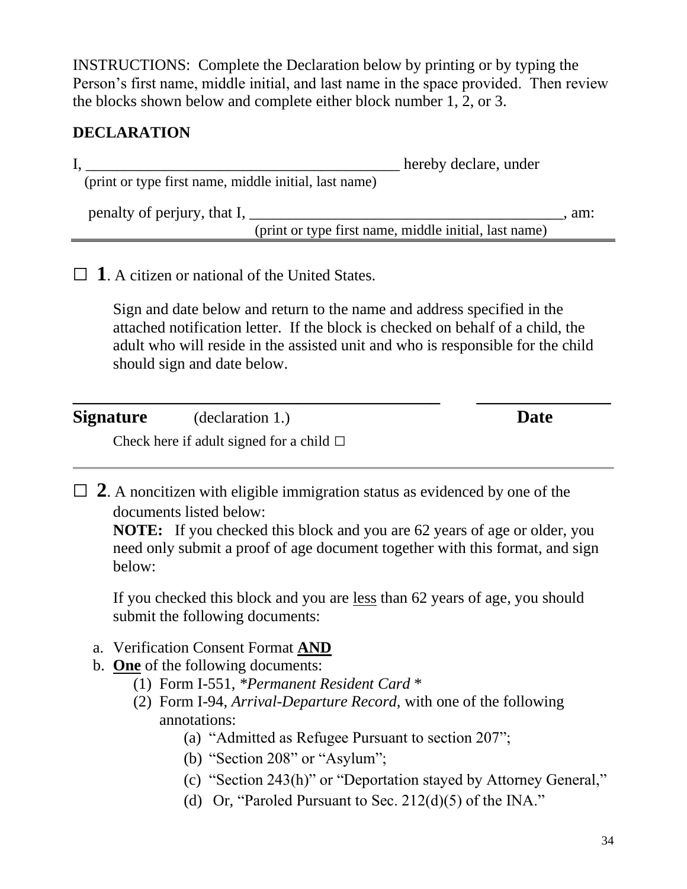INSTRUCTIONS: Complete the Declaration below by printing or by typing the Person's first name, middle initial, and last name in the space provided. Then review the blocks shown below and complete either block number 1, 2, or 3.

**DECLARATION**

I, ________________________________________ hereby declare, under
(print or type first name, middle initial, last name)

penalty of perjury, that I, ________________________________________, am:
(print or type first name, middle initial, last name)

---

☐ **1**. A citizen or national of the United States.

Sign and date below and return to the name and address specified in the attached notification letter. If the block is checked on behalf of a child, the adult who will reside in the assisted unit and who is responsible for the child should sign and date below.

_____________________________________________ _______________

**Signature** (declaration 1.) **Date**

Check here if adult signed for a child ☐

---

☐ **2**. A noncitizen with eligible immigration status as evidenced by one of the documents listed below:

**NOTE:** If you checked this block and you are 62 years of age or older, you need only submit a proof of age document together with this format, and sign below:

If you checked this block and you are less than 62 years of age, you should submit the following documents:

a. Verification Consent Format **AND**
b. **One** of the following documents:
   (1) Form I-551, **Permanent Resident Card* *
   (2) Form I-94, *Arrival-Departure Record,* with one of the following annotations:
      (a) "Admitted as Refugee Pursuant to section 207";
      (b) "Section 208" or "Asylum";
      (c) "Section 243(h)" or "Deportation stayed by Attorney General,"
      (d) Or, "Paroled Pursuant to Sec. 212(d)(5) of the INA."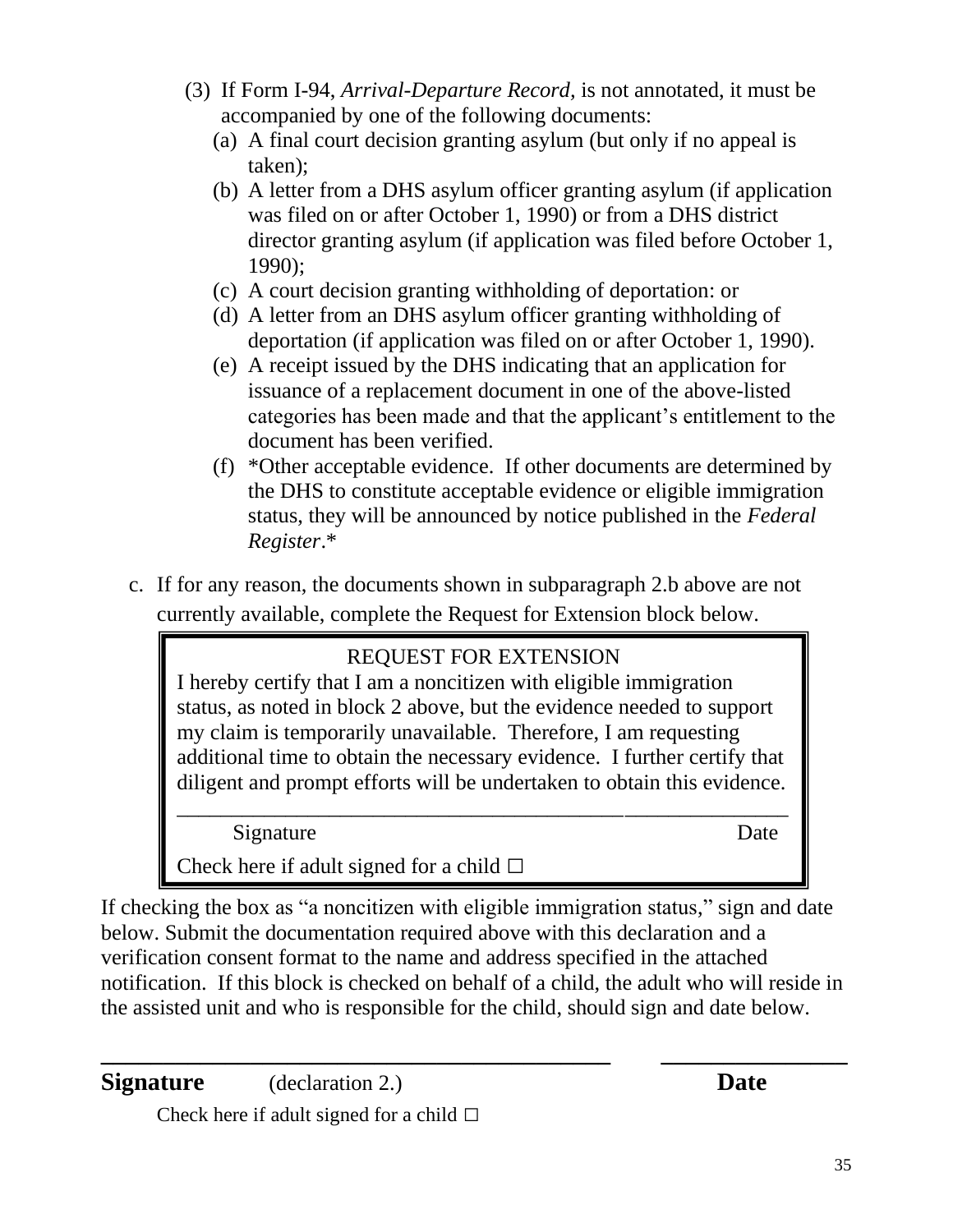(3) If Form I-94, *Arrival-Departure Record,* is not annotated, it must be accompanied by one of the following documents:

   (a) A final court decision granting asylum (but only if no appeal is taken);

   (b) A letter from a DHS asylum officer granting asylum (if application was filed on or after October 1, 1990) or from a DHS district director granting asylum (if application was filed before October 1, 1990);

   (c) A court decision granting withholding of deportation: or

   (d) A letter from an DHS asylum officer granting withholding of deportation (if application was filed on or after October 1, 1990).

   (e) A receipt issued by the DHS indicating that an application for issuance of a replacement document in one of the above-listed categories has been made and that the applicant's entitlement to the document has been verified.

   (f) *Other acceptable evidence. If other documents are determined by the DHS to constitute acceptable evidence or eligible immigration status, they will be announced by notice published in the *Federal Register*.*

c. If for any reason, the documents shown in subparagraph 2.b above are not currently available, complete the Request for Extension block below.

> REQUEST FOR EXTENSION
>
> I hereby certify that I am a noncitizen with eligible immigration status, as noted in block 2 above, but the evidence needed to support my claim is temporarily unavailable. Therefore, I am requesting additional time to obtain the necessary evidence. I further certify that diligent and prompt efforts will be undertaken to obtain this evidence.
>
> \_\_\_\_\_\_\_\_\_\_\_\_\_\_\_\_\_\_\_\_\_\_\_\_\_\_\_\_\_\_\_\_\_\_\_\_\_\_\_\_\_\_\_\_\_\_\_\_\_\_\_\_\_\_\_\_\_\_\_\_
>
> Signature Date
>
> Check here if adult signed for a child ☐

If checking the box as "a noncitizen with eligible immigration status," sign and date below. Submit the documentation required above with this declaration and a verification consent format to the name and address specified in the attached notification. If this block is checked on behalf of a child, the adult who will reside in the assisted unit and who is responsible for the child, should sign and date below.

\_\_\_\_\_\_\_\_\_\_\_\_\_\_\_\_\_\_\_\_\_\_\_\_\_\_\_\_\_\_\_\_\_\_\_\_\_\_\_\_\_\_\_\_ \_\_\_\_\_\_\_\_\_\_\_\_\_\_\_\_

**Signature** (declaration 2.) **Date**

Check here if adult signed for a child ☐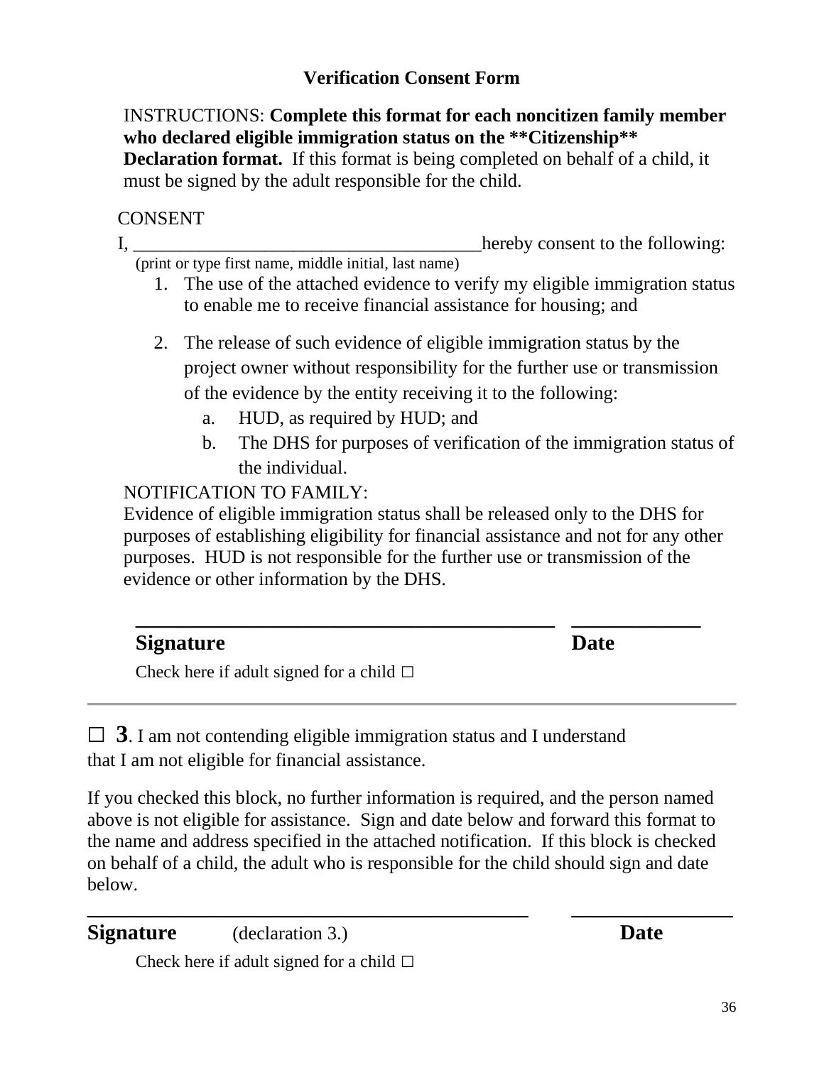## Verification Consent Form

INSTRUCTIONS: **Complete this format for each noncitizen family member who declared eligible immigration status on the **Citizenship** Declaration format.** If this format is being completed on behalf of a child, it must be signed by the adult responsible for the child.

CONSENT

I, ______________________________________hereby consent to the following:
(print or type first name, middle initial, last name)

1. The use of the attached evidence to verify my eligible immigration status to enable me to receive financial assistance for housing; and
2. The release of such evidence of eligible immigration status by the project owner without responsibility for the further use or transmission of the evidence by the entity receiving it to the following:
   a. HUD, as required by HUD; and
   b. The DHS for purposes of verification of the immigration status of the individual.

NOTIFICATION TO FAMILY:
Evidence of eligible immigration status shall be released only to the DHS for purposes of establishing eligibility for financial assistance and not for any other purposes. HUD is not responsible for the further use or transmission of the evidence or other information by the DHS.

______________________________________________ ______________

**Signature** **Date**

Check here if adult signed for a child ☐

---

☐ **3**. I am not contending eligible immigration status and I understand that I am not eligible for financial assistance.

If you checked this block, no further information is required, and the person named above is not eligible for assistance. Sign and date below and forward this format to the name and address specified in the attached notification. If this block is checked on behalf of a child, the adult who is responsible for the child should sign and date below.

______________________________________________ ________________

**Signature** (declaration 3.) **Date**

Check here if adult signed for a child ☐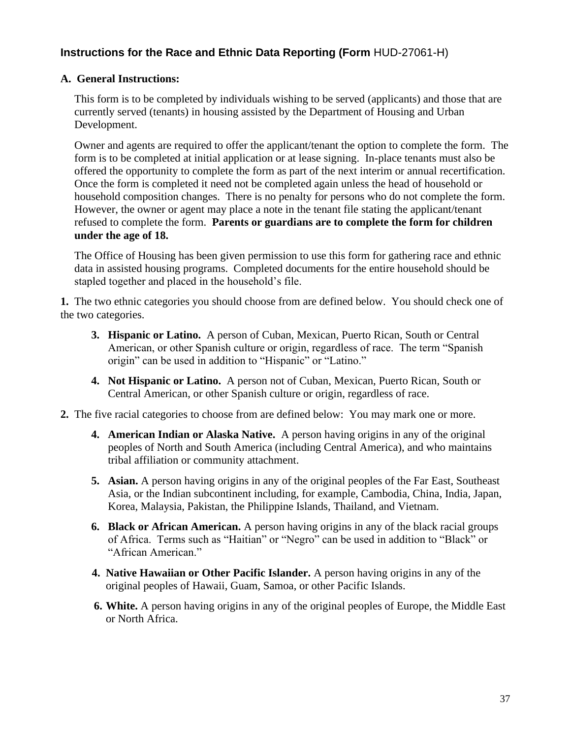## Instructions for the Race and Ethnic Data Reporting (Form HUD-27061-H)

**A. General Instructions:**

This form is to be completed by individuals wishing to be served (applicants) and those that are currently served (tenants) in housing assisted by the Department of Housing and Urban Development.

Owner and agents are required to offer the applicant/tenant the option to complete the form. The form is to be completed at initial application or at lease signing. In-place tenants must also be offered the opportunity to complete the form as part of the next interim or annual recertification. Once the form is completed it need not be completed again unless the head of household or household composition changes. There is no penalty for persons who do not complete the form. However, the owner or agent may place a note in the tenant file stating the applicant/tenant refused to complete the form. **Parents or guardians are to complete the form for children under the age of 18.**

The Office of Housing has been given permission to use this form for gathering race and ethnic data in assisted housing programs. Completed documents for the entire household should be stapled together and placed in the household's file.

**1.** The two ethnic categories you should choose from are defined below. You should check one of the two categories.

3. **Hispanic or Latino.** A person of Cuban, Mexican, Puerto Rican, South or Central American, or other Spanish culture or origin, regardless of race. The term "Spanish origin" can be used in addition to "Hispanic" or "Latino."
4. **Not Hispanic or Latino.** A person not of Cuban, Mexican, Puerto Rican, South or Central American, or other Spanish culture or origin, regardless of race.

**2.** The five racial categories to choose from are defined below: You may mark one or more.

4. **American Indian or Alaska Native.** A person having origins in any of the original peoples of North and South America (including Central America), and who maintains tribal affiliation or community attachment.
5. **Asian.** A person having origins in any of the original peoples of the Far East, Southeast Asia, or the Indian subcontinent including, for example, Cambodia, China, India, Japan, Korea, Malaysia, Pakistan, the Philippine Islands, Thailand, and Vietnam.
6. **Black or African American.** A person having origins in any of the black racial groups of Africa. Terms such as "Haitian" or "Negro" can be used in addition to "Black" or "African American."
4. **Native Hawaiian or Other Pacific Islander.** A person having origins in any of the original peoples of Hawaii, Guam, Samoa, or other Pacific Islands.
6. **White.** A person having origins in any of the original peoples of Europe, the Middle East or North Africa.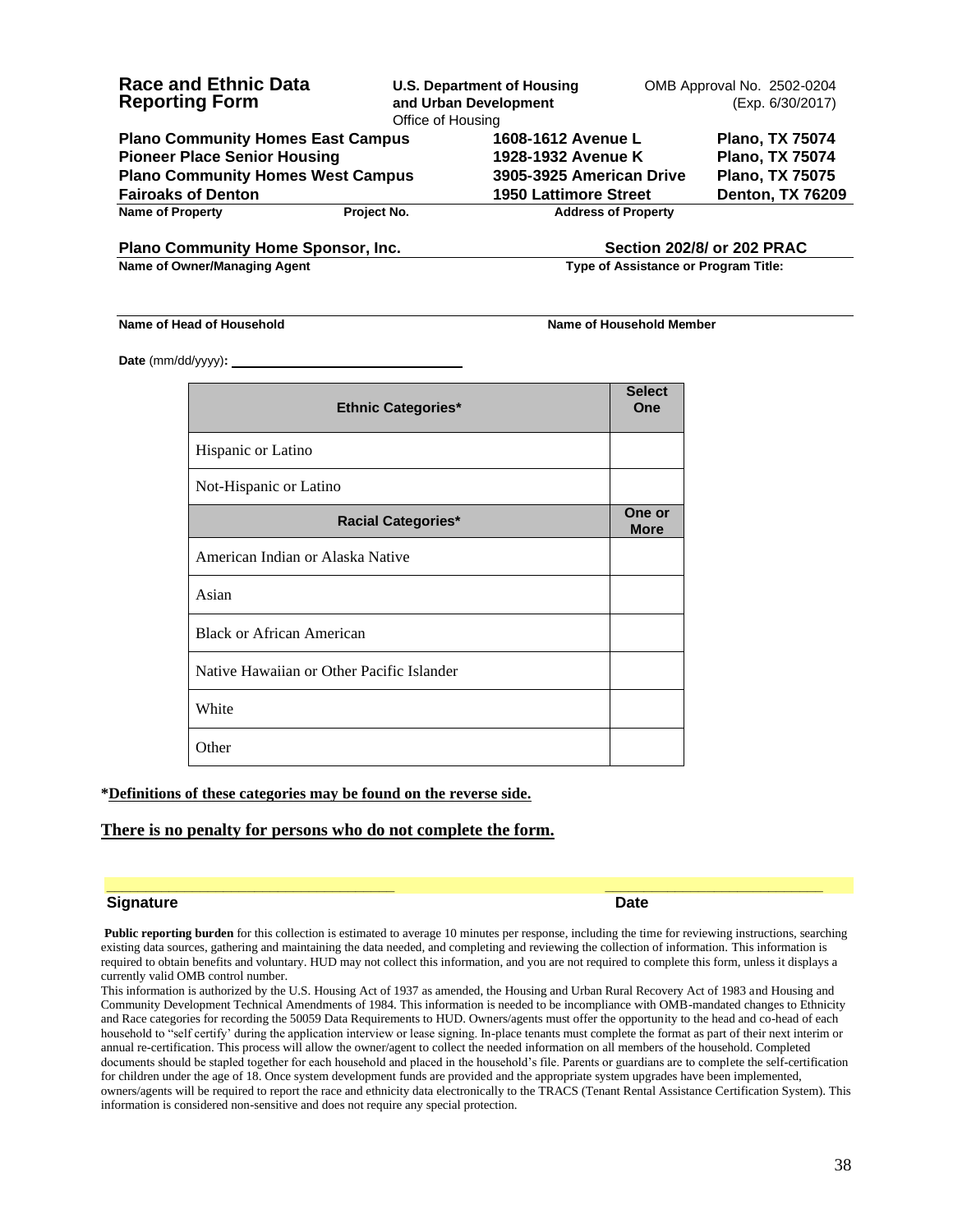**Race and Ethnic Data Reporting Form**

**U.S. Department of Housing and Urban Development**
Office of Housing

OMB Approval No. 2502-0204
(Exp. 6/30/2017)

| **Name of Property** | **Project No.** | **Address of Property** | |
|---|---|---|---|
| **Plano Community Homes East Campus** | | **1608-1612 Avenue L** | **Plano, TX 75074** |
| **Pioneer Place Senior Housing** | | **1928-1932 Avenue K** | **Plano, TX 75074** |
| **Plano Community Homes West Campus** | | **3905-3925 American Drive** | **Plano, TX 75075** |
| **Fairoaks of Denton** | | **1950 Lattimore Street** | **Denton, TX 76209** |

**Plano Community Home Sponsor, Inc.**
**Name of Owner/Managing Agent**

**Section 202/8/ or 202 PRAC**
**Type of Assistance or Program Title:**

**Name of Head of Household** ______________________ **Name of Household Member** ______________________

**Date** (mm/dd/yyyy)**:** ______________________

| **Ethnic Categories*** | **Select One** |
|---|---|
| Hispanic or Latino | |
| Not-Hispanic or Latino | |
| **Racial Categories*** | **One or More** |
| American Indian or Alaska Native | |
| Asian | |
| Black or African American | |
| Native Hawaiian or Other Pacific Islander | |
| White | |
| Other | |

***Definitions of these categories may be found on the reverse side.**

**There is no penalty for persons who do not complete the form.**

______________________ ______________________
**Signature** **Date**

**Public reporting burden** for this collection is estimated to average 10 minutes per response, including the time for reviewing instructions, searching existing data sources, gathering and maintaining the data needed, and completing and reviewing the collection of information. This information is required to obtain benefits and voluntary. HUD may not collect this information, and you are not required to complete this form, unless it displays a currently valid OMB control number.

This information is authorized by the U.S. Housing Act of 1937 as amended, the Housing and Urban Rural Recovery Act of 1983 and Housing and Community Development Technical Amendments of 1984. This information is needed to be incompliance with OMB-mandated changes to Ethnicity and Race categories for recording the 50059 Data Requirements to HUD. Owners/agents must offer the opportunity to the head and co-head of each household to "self certify' during the application interview or lease signing. In-place tenants must complete the format as part of their next interim or annual re-certification. This process will allow the owner/agent to collect the needed information on all members of the household. Completed documents should be stapled together for each household and placed in the household's file. Parents or guardians are to complete the self-certification for children under the age of 18. Once system development funds are provided and the appropriate system upgrades have been implemented, owners/agents will be required to report the race and ethnicity data electronically to the TRACS (Tenant Rental Assistance Certification System). This information is considered non-sensitive and does not require any special protection.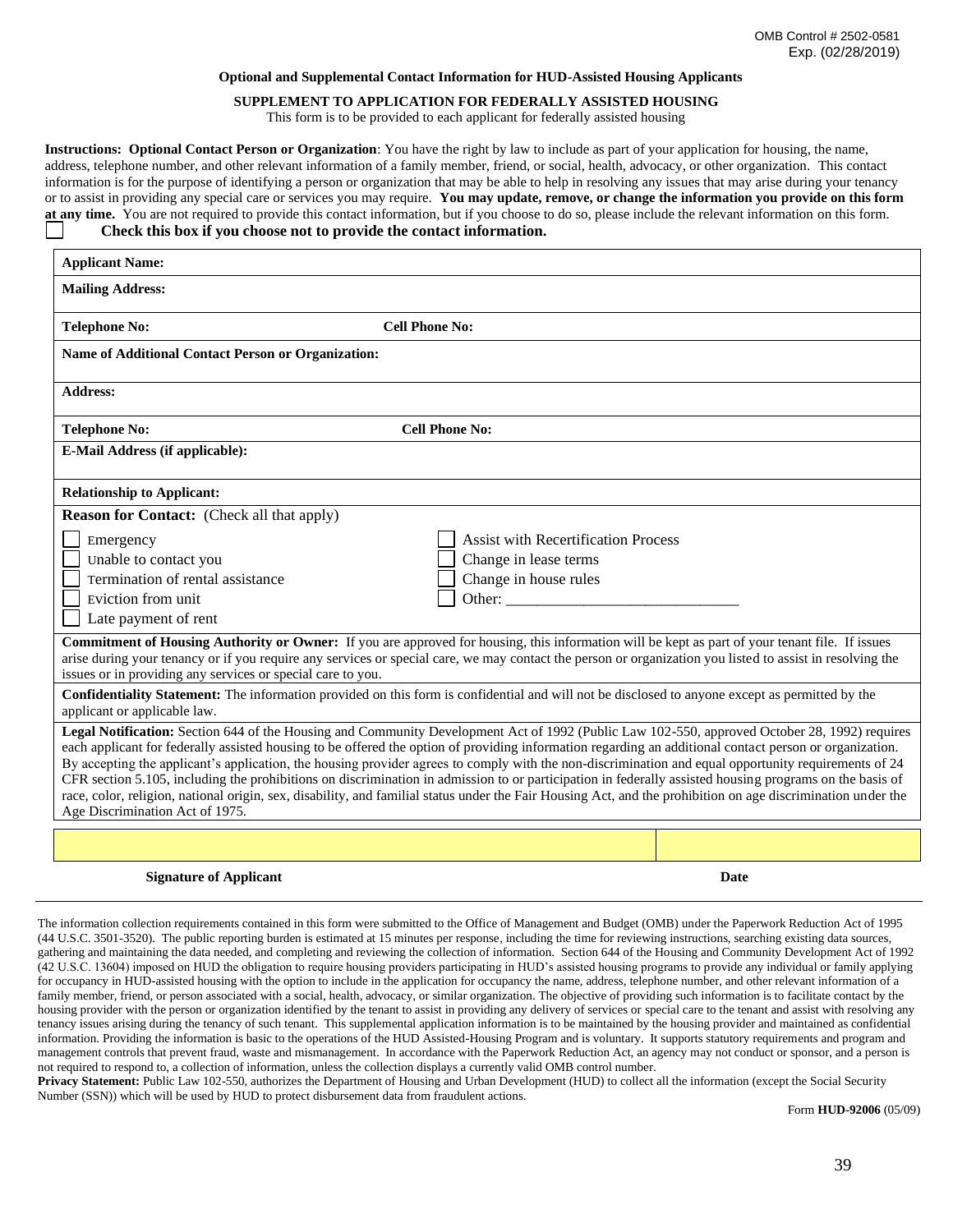OMB Control # 2502-0581
Exp. (02/28/2019)

**Optional and Supplemental Contact Information for HUD-Assisted Housing Applicants**

**SUPPLEMENT TO APPLICATION FOR FEDERALLY ASSISTED HOUSING**

This form is to be provided to each applicant for federally assisted housing

**Instructions: Optional Contact Person or Organization**: You have the right by law to include as part of your application for housing, the name, address, telephone number, and other relevant information of a family member, friend, or social, health, advocacy, or other organization. This contact information is for the purpose of identifying a person or organization that may be able to help in resolving any issues that may arise during your tenancy or to assist in providing any special care or services you may require. **You may update, remove, or change the information you provide on this form at any time.** You are not required to provide this contact information, but if you choose to do so, please include the relevant information on this form.

☐ **Check this box if you choose not to provide the contact information.**

| | |
|---|---|
| **Applicant Name:** | |
| **Mailing Address:** | |
| **Telephone No:** | **Cell Phone No:** |
| **Name of Additional Contact Person or Organization:** | |
| **Address:** | |
| **Telephone No:** | **Cell Phone No:** |
| **E-Mail Address (if applicable):** | |
| **Relationship to Applicant:** | |
| **Reason for Contact:** (Check all that apply) | |
| ☐ Emergency | ☐ Assist with Recertification Process |
| ☐ Unable to contact you | ☐ Change in lease terms |
| ☐ Termination of rental assistance | ☐ Change in house rules |
| ☐ Eviction from unit | ☐ Other: ____________________________ |
| ☐ Late payment of rent | |

**Commitment of Housing Authority or Owner:** If you are approved for housing, this information will be kept as part of your tenant file. If issues arise during your tenancy or if you require any services or special care, we may contact the person or organization you listed to assist in resolving the issues or in providing any services or special care to you.

**Confidentiality Statement:** The information provided on this form is confidential and will not be disclosed to anyone except as permitted by the applicant or applicable law.

**Legal Notification:** Section 644 of the Housing and Community Development Act of 1992 (Public Law 102-550, approved October 28, 1992) requires each applicant for federally assisted housing to be offered the option of providing information regarding an additional contact person or organization. By accepting the applicant's application, the housing provider agrees to comply with the non-discrimination and equal opportunity requirements of 24 CFR section 5.105, including the prohibitions on discrimination in admission to or participation in federally assisted housing programs on the basis of race, color, religion, national origin, sex, disability, and familial status under the Fair Housing Act, and the prohibition on age discrimination under the Age Discrimination Act of 1975.

| **Signature of Applicant** | **Date** |
|---|---|
| | |

The information collection requirements contained in this form were submitted to the Office of Management and Budget (OMB) under the Paperwork Reduction Act of 1995 (44 U.S.C. 3501-3520). The public reporting burden is estimated at 15 minutes per response, including the time for reviewing instructions, searching existing data sources, gathering and maintaining the data needed, and completing and reviewing the collection of information. Section 644 of the Housing and Community Development Act of 1992 (42 U.S.C. 13604) imposed on HUD the obligation to require housing providers participating in HUD's assisted housing programs to provide any individual or family applying for occupancy in HUD-assisted housing with the option to include in the application for occupancy the name, address, telephone number, and other relevant information of a family member, friend, or person associated with a social, health, advocacy, or similar organization. The objective of providing such information is to facilitate contact by the housing provider with the person or organization identified by the tenant to assist in providing any delivery of services or special care to the tenant and assist with resolving any tenancy issues arising during the tenancy of such tenant. This supplemental application information is to be maintained by the housing provider and maintained as confidential information. Providing the information is basic to the operations of the HUD Assisted-Housing Program and is voluntary. It supports statutory requirements and program and management controls that prevent fraud, waste and mismanagement. In accordance with the Paperwork Reduction Act, an agency may not conduct or sponsor, and a person is not required to respond to, a collection of information, unless the collection displays a currently valid OMB control number.

**Privacy Statement:** Public Law 102-550, authorizes the Department of Housing and Urban Development (HUD) to collect all the information (except the Social Security Number (SSN)) which will be used by HUD to protect disbursement data from fraudulent actions.

Form **HUD-92006** (05/09)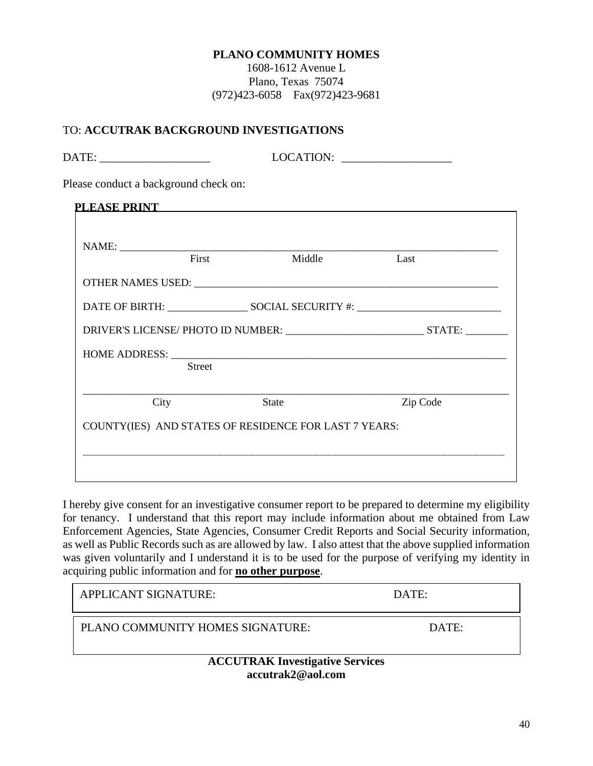**PLANO COMMUNITY HOMES**
1608-1612 Avenue L
Plano, Texas 75074
(972)423-6058 Fax(972)423-9681

TO: **ACCUTRAK BACKGROUND INVESTIGATIONS**

DATE: ___________________ LOCATION: ___________________

Please conduct a background check on:

**PLEASE PRINT**

NAME: ______________________________________________________________________
First Middle Last

OTHER NAMES USED: ___________________________________________________________

DATE OF BIRTH: _______________ SOCIAL SECURITY #: ___________________________

DRIVER'S LICENSE/ PHOTO ID NUMBER: _________________________ STATE: ________

HOME ADDRESS: _______________________________________________________________
Street

_____________________________________________________________________________
City State Zip Code

COUNTY(IES) AND STATES OF RESIDENCE FOR LAST 7 YEARS:

_____________________________________________________________________________

I hereby give consent for an investigative consumer report to be prepared to determine my eligibility for tenancy. I understand that this report may include information about me obtained from Law Enforcement Agencies, State Agencies, Consumer Credit Reports and Social Security information, as well as Public Records such as are allowed by law. I also attest that the above supplied information was given voluntarily and I understand it is to be used for the purpose of verifying my identity in acquiring public information and for **no other purpose**.

APPLICANT SIGNATURE: DATE:

PLANO COMMUNITY HOMES SIGNATURE: DATE:

**ACCUTRAK Investigative Services**
**accutrak2@aol.com**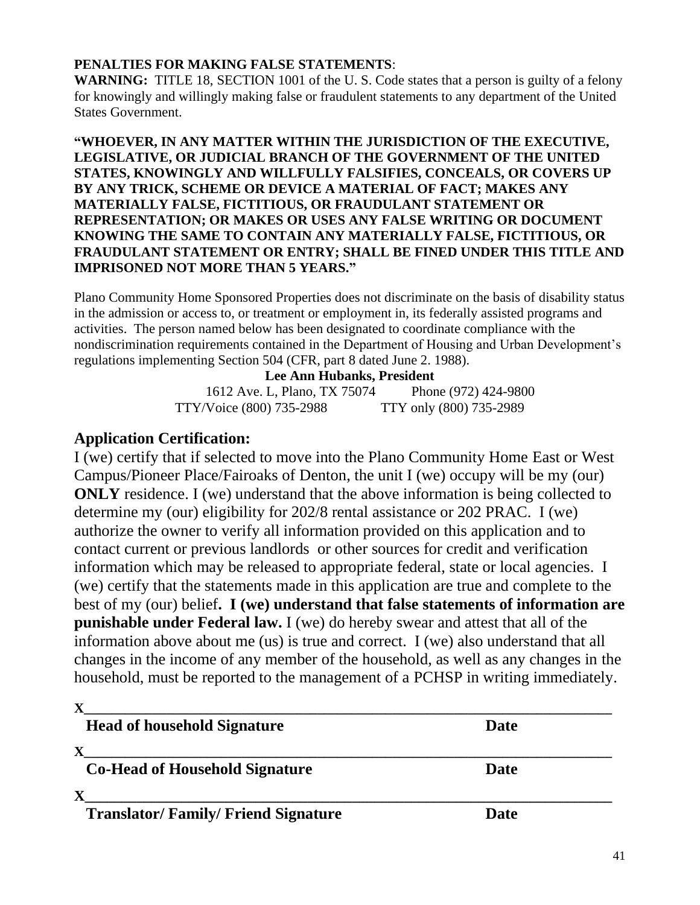**PENALTIES FOR MAKING FALSE STATEMENTS**:

**WARNING:** TITLE 18, SECTION 1001 of the U. S. Code states that a person is guilty of a felony for knowingly and willingly making false or fraudulent statements to any department of the United States Government.

**"WHOEVER, IN ANY MATTER WITHIN THE JURISDICTION OF THE EXECUTIVE, LEGISLATIVE, OR JUDICIAL BRANCH OF THE GOVERNMENT OF THE UNITED STATES, KNOWINGLY AND WILLFULLY FALSIFIES, CONCEALS, OR COVERS UP BY ANY TRICK, SCHEME OR DEVICE A MATERIAL OF FACT; MAKES ANY MATERIALLY FALSE, FICTITIOUS, OR FRAUDULANT STATEMENT OR REPRESENTATION; OR MAKES OR USES ANY FALSE WRITING OR DOCUMENT KNOWING THE SAME TO CONTAIN ANY MATERIALLY FALSE, FICTITIOUS, OR FRAUDULANT STATEMENT OR ENTRY; SHALL BE FINED UNDER THIS TITLE AND IMPRISONED NOT MORE THAN 5 YEARS."**

Plano Community Home Sponsored Properties does not discriminate on the basis of disability status in the admission or access to, or treatment or employment in, its federally assisted programs and activities. The person named below has been designated to coordinate compliance with the nondiscrimination requirements contained in the Department of Housing and Urban Development's regulations implementing Section 504 (CFR, part 8 dated June 2. 1988).

**Lee Ann Hubanks, President**
1612 Ave. L, Plano, TX 75074 Phone (972) 424-9800
TTY/Voice (800) 735-2988 TTY only (800) 735-2989

## Application Certification:

I (we) certify that if selected to move into the Plano Community Home East or West Campus/Pioneer Place/Fairoaks of Denton, the unit I (we) occupy will be my (our) **ONLY** residence. I (we) understand that the above information is being collected to determine my (our) eligibility for 202/8 rental assistance or 202 PRAC. I (we) authorize the owner to verify all information provided on this application and to contact current or previous landlords or other sources for credit and verification information which may be released to appropriate federal, state or local agencies. I (we) certify that the statements made in this application are true and complete to the best of my (our) belief**. I (we) understand that false statements of information are punishable under Federal law.** I (we) do hereby swear and attest that all of the information above about me (us) is true and correct. I (we) also understand that all changes in the income of any member of the household, as well as any changes in the household, must be reported to the management of a PCHSP in writing immediately.

**X**_______________________________________________________________

**Head of household Signature** **Date**

**X**_______________________________________________________________

**Co-Head of Household Signature** **Date**

**X**_______________________________________________________________

**Translator/ Family/ Friend Signature** **Date**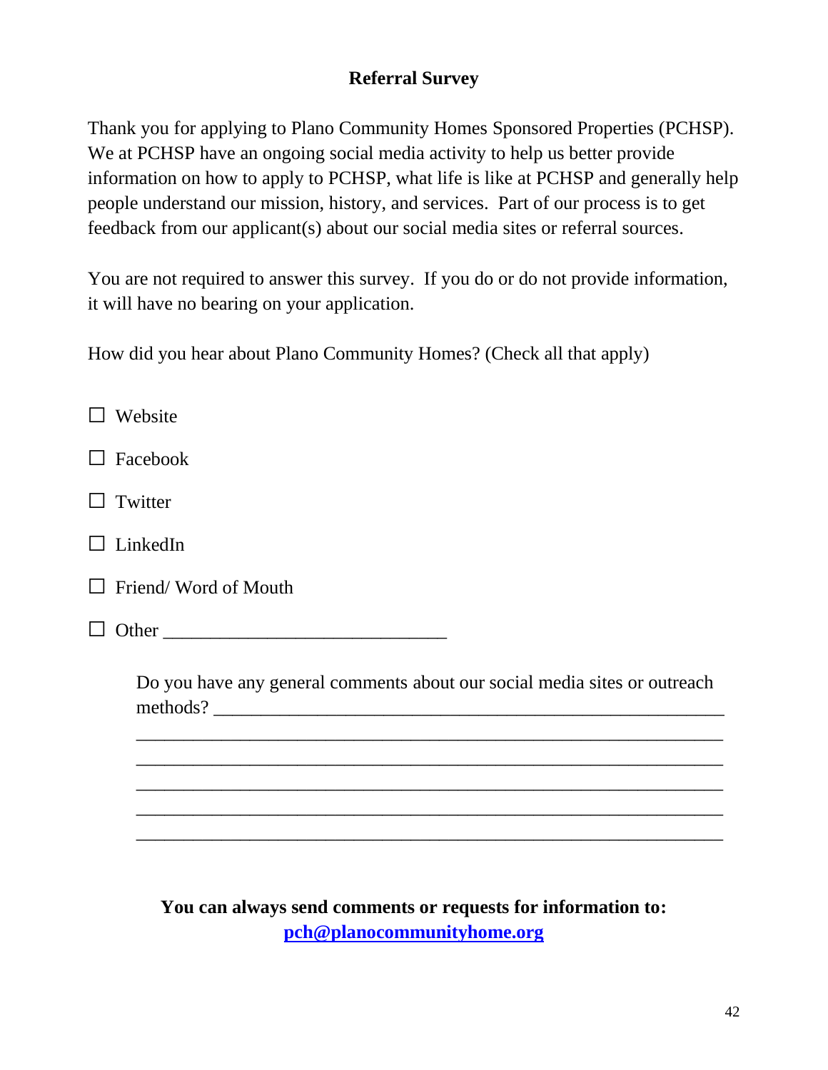## Referral Survey

Thank you for applying to Plano Community Homes Sponsored Properties (PCHSP). We at PCHSP have an ongoing social media activity to help us better provide information on how to apply to PCHSP, what life is like at PCHSP and generally help people understand our mission, history, and services. Part of our process is to get feedback from our applicant(s) about our social media sites or referral sources.

You are not required to answer this survey. If you do or do not provide information, it will have no bearing on your application.

How did you hear about Plano Community Homes? (Check all that apply)

☐ Website

☐ Facebook

☐ Twitter

☐ LinkedIn

☐ Friend/ Word of Mouth

☐ Other ______________________________

Do you have any general comments about our social media sites or outreach methods? ______________________________________________________

______________________________________________________________

______________________________________________________________

______________________________________________________________

______________________________________________________________

______________________________________________________________

**You can always send comments or requests for information to:**
**pch@planocommunityhome.org**